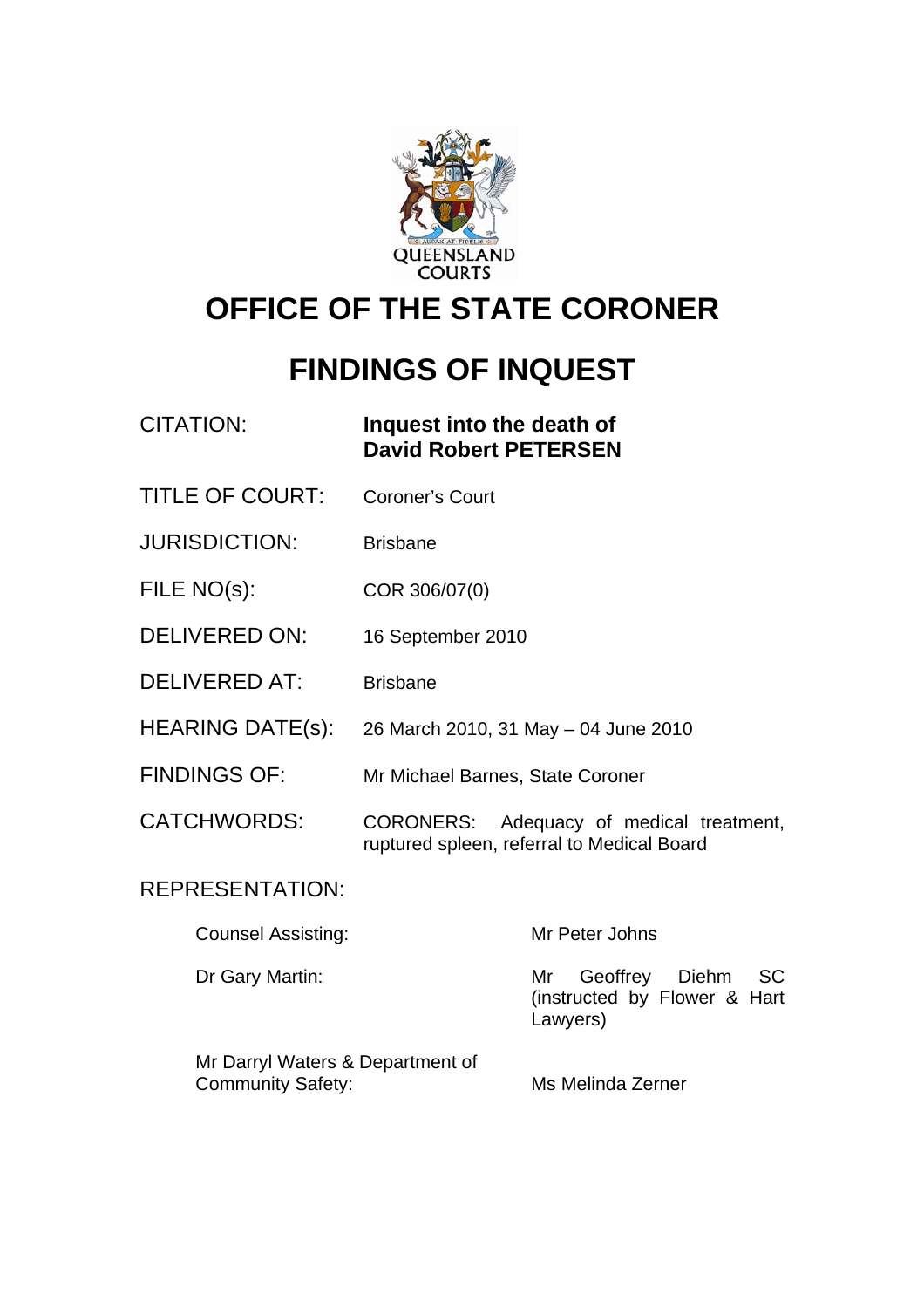QUEENSLAND COURTS

# OFFICE OF THE STATE CORONER

# FINDINGS OF INQUEST

| | |
|---|---|
| CITATION: | **Inquest into the death of David Robert PETERSEN** |
| TITLE OF COURT: | Coroner's Court |
| JURISDICTION: | Brisbane |
| FILE NO(s): | COR 306/07(0) |
| DELIVERED ON: | 16 September 2010 |
| DELIVERED AT: | Brisbane |
| HEARING DATE(s): | 26 March 2010, 31 May – 04 June 2010 |
| FINDINGS OF: | Mr Michael Barnes, State Coroner |
| CATCHWORDS: | CORONERS: Adequacy of medical treatment, ruptured spleen, referral to Medical Board |

REPRESENTATION:

| | |
|---|---|
| Counsel Assisting: | Mr Peter Johns |
| Dr Gary Martin: | Mr Geoffrey Diehm SC (instructed by Flower & Hart Lawyers) |
| Mr Darryl Waters & Department of Community Safety: | Ms Melinda Zerner |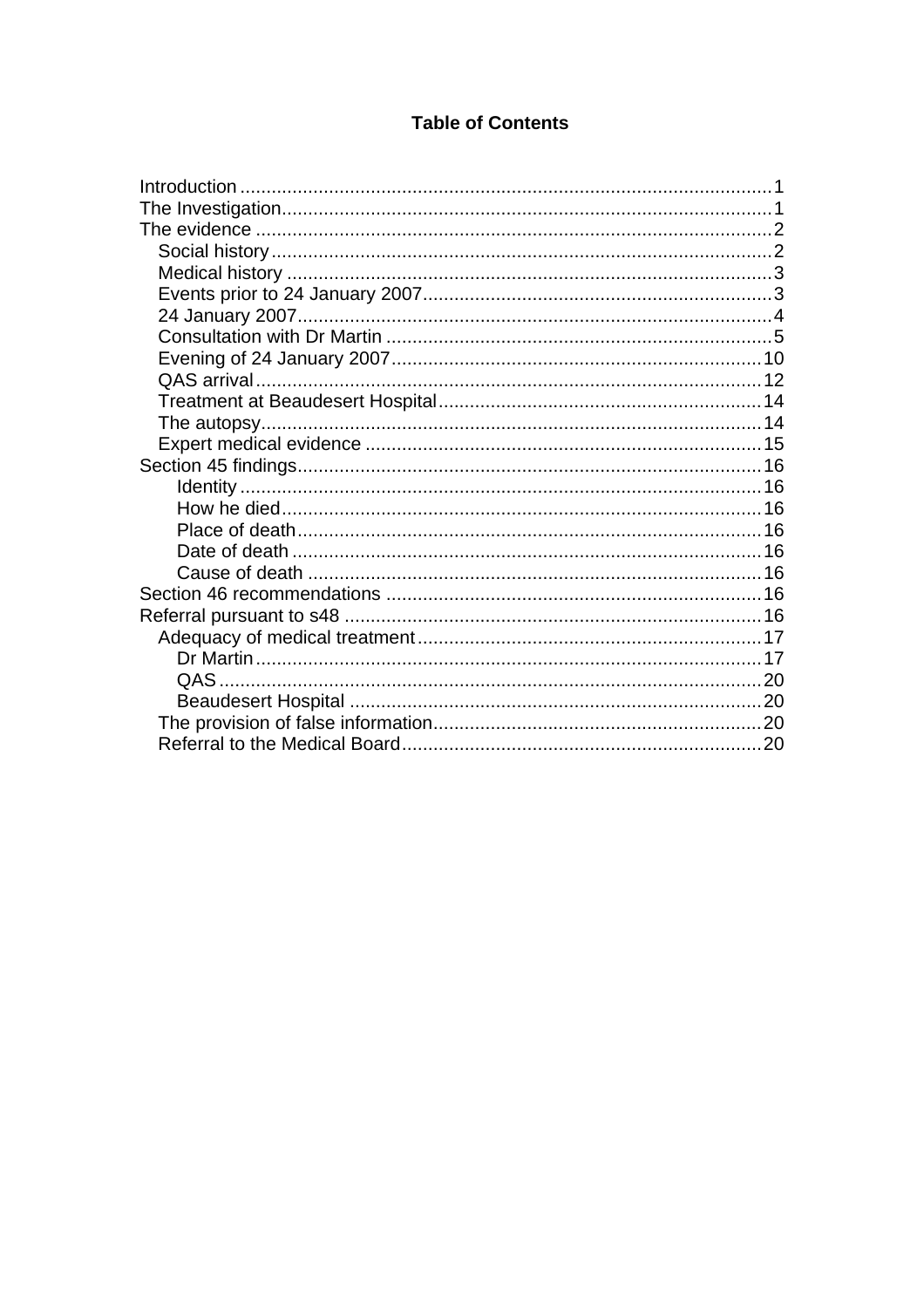**Table of Contents**

- Introduction ..... 1
- The Investigation ..... 1
- The evidence ..... 2
  - Social history ..... 2
  - Medical history ..... 3
  - Events prior to 24 January 2007 ..... 3
  - 24 January 2007 ..... 4
  - Consultation with Dr Martin ..... 5
  - Evening of 24 January 2007 ..... 10
  - QAS arrival ..... 12
  - Treatment at Beaudesert Hospital ..... 14
  - The autopsy ..... 14
  - Expert medical evidence ..... 15
- Section 45 findings ..... 16
    - Identity ..... 16
    - How he died ..... 16
    - Place of death ..... 16
    - Date of death ..... 16
    - Cause of death ..... 16
- Section 46 recommendations ..... 16
- Referral pursuant to s48 ..... 16
  - Adequacy of medical treatment ..... 17
    - Dr Martin ..... 17
    - QAS ..... 20
    - Beaudesert Hospital ..... 20
  - The provision of false information ..... 20
  - Referral to the Medical Board ..... 20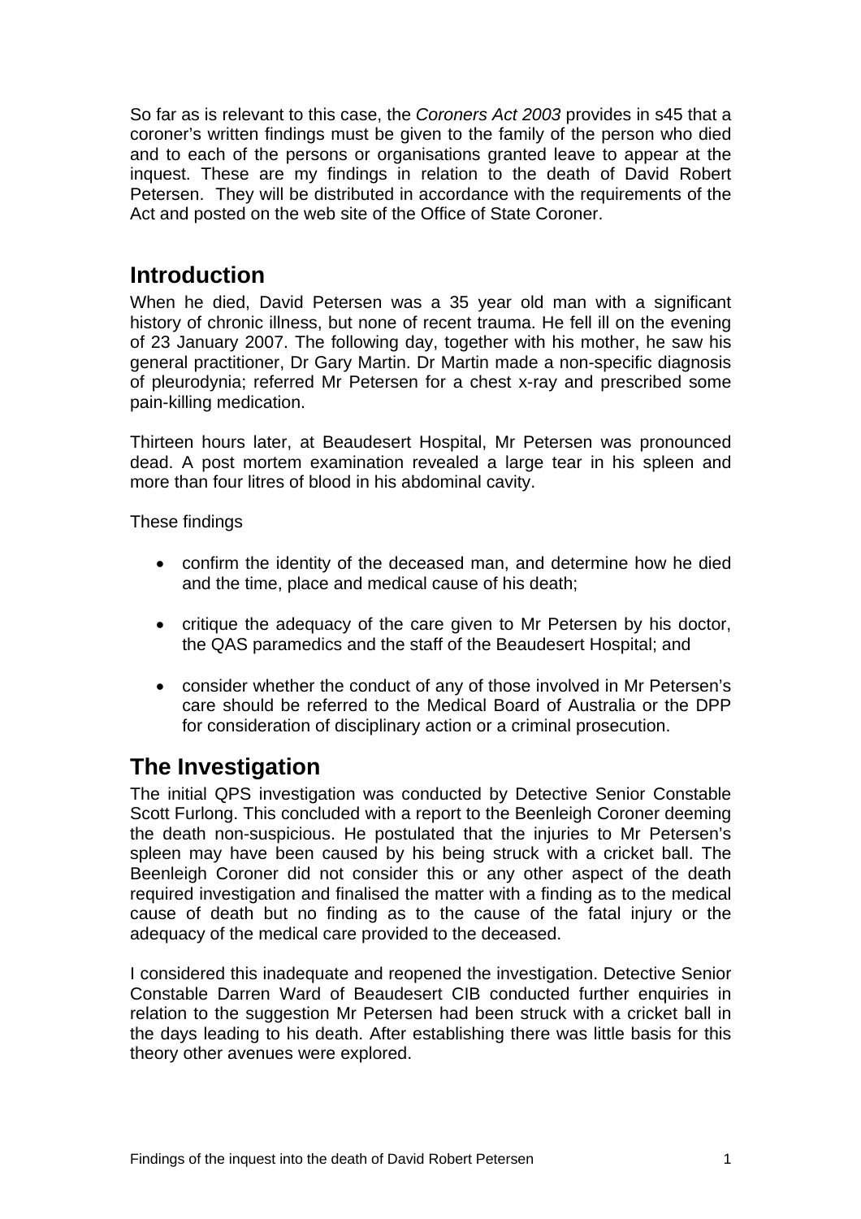So far as is relevant to this case, the *Coroners Act 2003* provides in s45 that a coroner's written findings must be given to the family of the person who died and to each of the persons or organisations granted leave to appear at the inquest. These are my findings in relation to the death of David Robert Petersen. They will be distributed in accordance with the requirements of the Act and posted on the web site of the Office of State Coroner.

## Introduction

When he died, David Petersen was a 35 year old man with a significant history of chronic illness, but none of recent trauma. He fell ill on the evening of 23 January 2007. The following day, together with his mother, he saw his general practitioner, Dr Gary Martin. Dr Martin made a non-specific diagnosis of pleurodynia; referred Mr Petersen for a chest x-ray and prescribed some pain-killing medication.

Thirteen hours later, at Beaudesert Hospital, Mr Petersen was pronounced dead. A post mortem examination revealed a large tear in his spleen and more than four litres of blood in his abdominal cavity.

These findings

- confirm the identity of the deceased man, and determine how he died and the time, place and medical cause of his death;
- critique the adequacy of the care given to Mr Petersen by his doctor, the QAS paramedics and the staff of the Beaudesert Hospital; and
- consider whether the conduct of any of those involved in Mr Petersen's care should be referred to the Medical Board of Australia or the DPP for consideration of disciplinary action or a criminal prosecution.

## The Investigation

The initial QPS investigation was conducted by Detective Senior Constable Scott Furlong. This concluded with a report to the Beenleigh Coroner deeming the death non-suspicious. He postulated that the injuries to Mr Petersen's spleen may have been caused by his being struck with a cricket ball. The Beenleigh Coroner did not consider this or any other aspect of the death required investigation and finalised the matter with a finding as to the medical cause of death but no finding as to the cause of the fatal injury or the adequacy of the medical care provided to the deceased.

I considered this inadequate and reopened the investigation. Detective Senior Constable Darren Ward of Beaudesert CIB conducted further enquiries in relation to the suggestion Mr Petersen had been struck with a cricket ball in the days leading to his death. After establishing there was little basis for this theory other avenues were explored.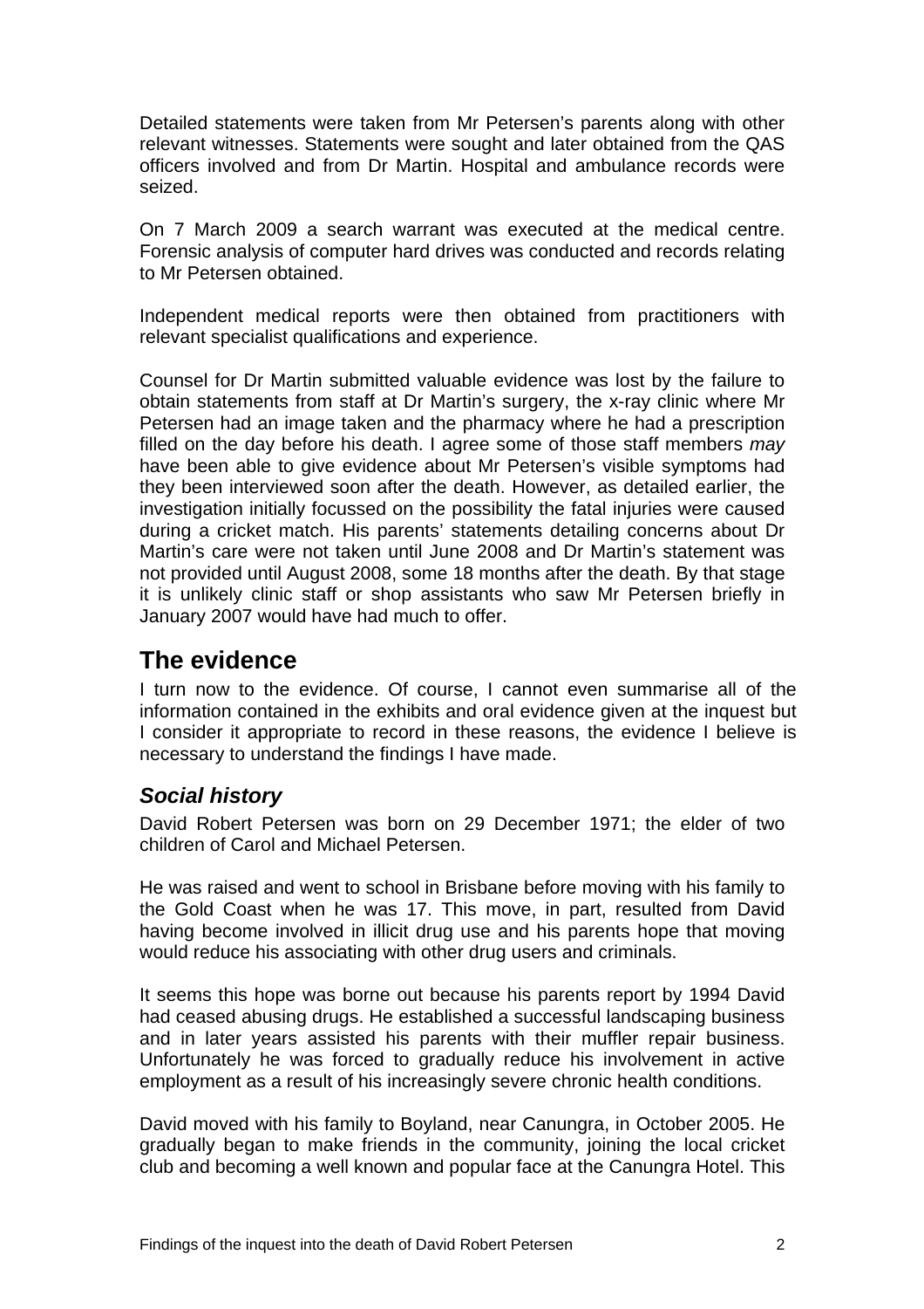Detailed statements were taken from Mr Petersen's parents along with other relevant witnesses. Statements were sought and later obtained from the QAS officers involved and from Dr Martin. Hospital and ambulance records were seized.

On 7 March 2009 a search warrant was executed at the medical centre. Forensic analysis of computer hard drives was conducted and records relating to Mr Petersen obtained.

Independent medical reports were then obtained from practitioners with relevant specialist qualifications and experience.

Counsel for Dr Martin submitted valuable evidence was lost by the failure to obtain statements from staff at Dr Martin's surgery, the x-ray clinic where Mr Petersen had an image taken and the pharmacy where he had a prescription filled on the day before his death. I agree some of those staff members *may* have been able to give evidence about Mr Petersen's visible symptoms had they been interviewed soon after the death. However, as detailed earlier, the investigation initially focussed on the possibility the fatal injuries were caused during a cricket match. His parents' statements detailing concerns about Dr Martin's care were not taken until June 2008 and Dr Martin's statement was not provided until August 2008, some 18 months after the death. By that stage it is unlikely clinic staff or shop assistants who saw Mr Petersen briefly in January 2007 would have had much to offer.

## The evidence

I turn now to the evidence. Of course, I cannot even summarise all of the information contained in the exhibits and oral evidence given at the inquest but I consider it appropriate to record in these reasons, the evidence I believe is necessary to understand the findings I have made.

### *Social history*

David Robert Petersen was born on 29 December 1971; the elder of two children of Carol and Michael Petersen.

He was raised and went to school in Brisbane before moving with his family to the Gold Coast when he was 17. This move, in part, resulted from David having become involved in illicit drug use and his parents hope that moving would reduce his associating with other drug users and criminals.

It seems this hope was borne out because his parents report by 1994 David had ceased abusing drugs. He established a successful landscaping business and in later years assisted his parents with their muffler repair business. Unfortunately he was forced to gradually reduce his involvement in active employment as a result of his increasingly severe chronic health conditions.

David moved with his family to Boyland, near Canungra, in October 2005. He gradually began to make friends in the community, joining the local cricket club and becoming a well known and popular face at the Canungra Hotel. This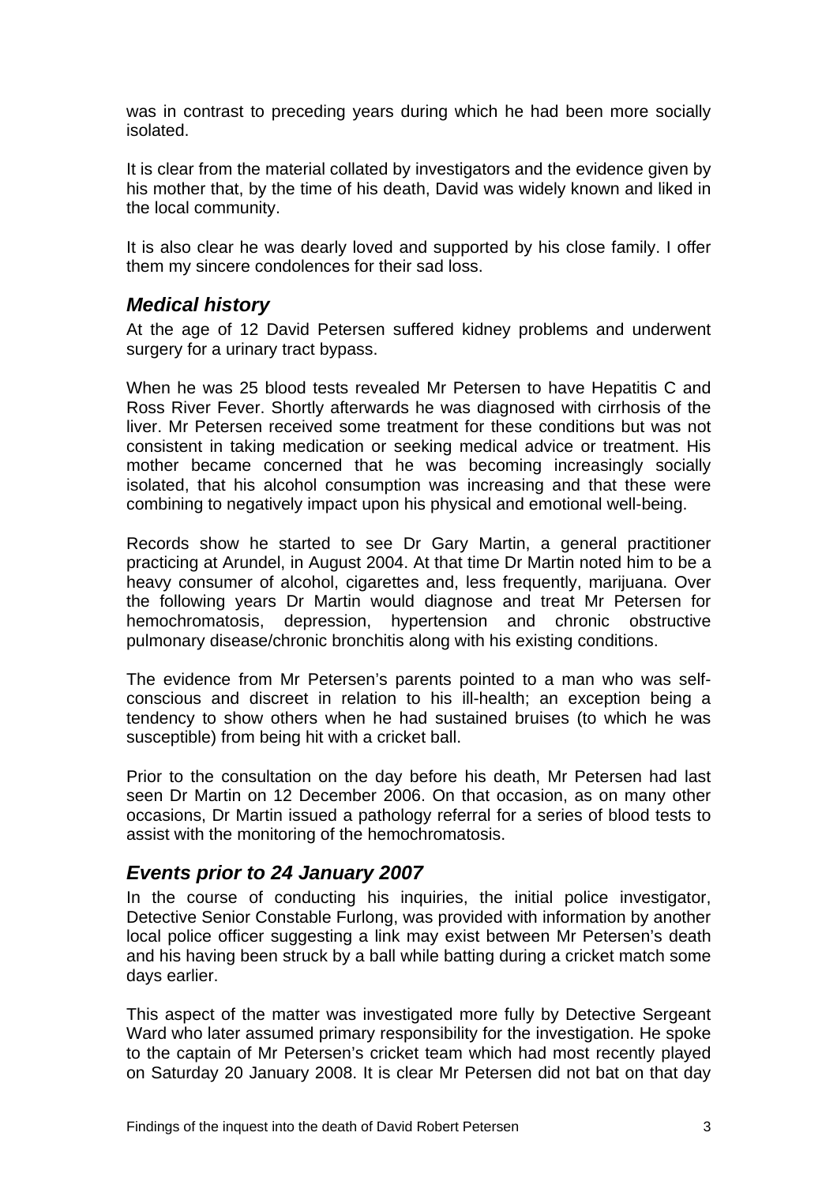was in contrast to preceding years during which he had been more socially isolated.

It is clear from the material collated by investigators and the evidence given by his mother that, by the time of his death, David was widely known and liked in the local community.

It is also clear he was dearly loved and supported by his close family. I offer them my sincere condolences for their sad loss.

## *Medical history*

At the age of 12 David Petersen suffered kidney problems and underwent surgery for a urinary tract bypass.

When he was 25 blood tests revealed Mr Petersen to have Hepatitis C and Ross River Fever. Shortly afterwards he was diagnosed with cirrhosis of the liver. Mr Petersen received some treatment for these conditions but was not consistent in taking medication or seeking medical advice or treatment. His mother became concerned that he was becoming increasingly socially isolated, that his alcohol consumption was increasing and that these were combining to negatively impact upon his physical and emotional well-being.

Records show he started to see Dr Gary Martin, a general practitioner practicing at Arundel, in August 2004. At that time Dr Martin noted him to be a heavy consumer of alcohol, cigarettes and, less frequently, marijuana. Over the following years Dr Martin would diagnose and treat Mr Petersen for hemochromatosis, depression, hypertension and chronic obstructive pulmonary disease/chronic bronchitis along with his existing conditions.

The evidence from Mr Petersen's parents pointed to a man who was self-conscious and discreet in relation to his ill-health; an exception being a tendency to show others when he had sustained bruises (to which he was susceptible) from being hit with a cricket ball.

Prior to the consultation on the day before his death, Mr Petersen had last seen Dr Martin on 12 December 2006. On that occasion, as on many other occasions, Dr Martin issued a pathology referral for a series of blood tests to assist with the monitoring of the hemochromatosis.

## *Events prior to 24 January 2007*

In the course of conducting his inquiries, the initial police investigator, Detective Senior Constable Furlong, was provided with information by another local police officer suggesting a link may exist between Mr Petersen's death and his having been struck by a ball while batting during a cricket match some days earlier.

This aspect of the matter was investigated more fully by Detective Sergeant Ward who later assumed primary responsibility for the investigation. He spoke to the captain of Mr Petersen's cricket team which had most recently played on Saturday 20 January 2008. It is clear Mr Petersen did not bat on that day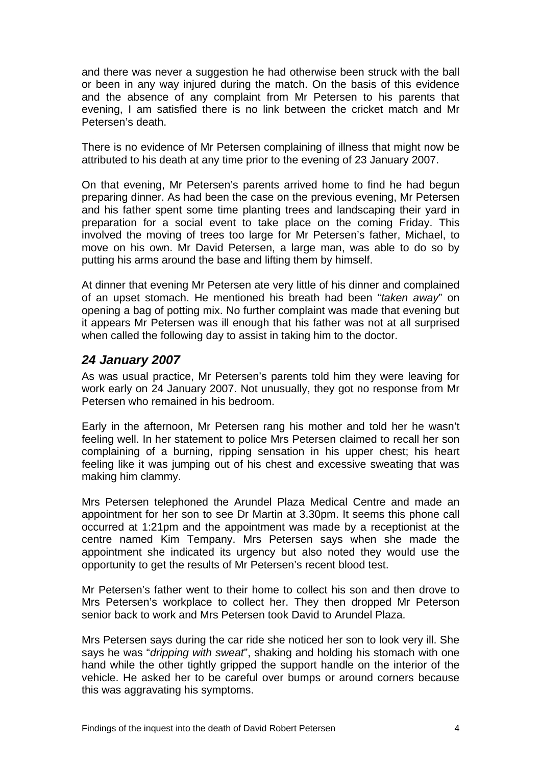and there was never a suggestion he had otherwise been struck with the ball or been in any way injured during the match. On the basis of this evidence and the absence of any complaint from Mr Petersen to his parents that evening, I am satisfied there is no link between the cricket match and Mr Petersen's death.

There is no evidence of Mr Petersen complaining of illness that might now be attributed to his death at any time prior to the evening of 23 January 2007.

On that evening, Mr Petersen's parents arrived home to find he had begun preparing dinner. As had been the case on the previous evening, Mr Petersen and his father spent some time planting trees and landscaping their yard in preparation for a social event to take place on the coming Friday. This involved the moving of trees too large for Mr Petersen's father, Michael, to move on his own. Mr David Petersen, a large man, was able to do so by putting his arms around the base and lifting them by himself.

At dinner that evening Mr Petersen ate very little of his dinner and complained of an upset stomach. He mentioned his breath had been "*taken away*" on opening a bag of potting mix. No further complaint was made that evening but it appears Mr Petersen was ill enough that his father was not at all surprised when called the following day to assist in taking him to the doctor.

## *24 January 2007*

As was usual practice, Mr Petersen's parents told him they were leaving for work early on 24 January 2007. Not unusually, they got no response from Mr Petersen who remained in his bedroom.

Early in the afternoon, Mr Petersen rang his mother and told her he wasn't feeling well. In her statement to police Mrs Petersen claimed to recall her son complaining of a burning, ripping sensation in his upper chest; his heart feeling like it was jumping out of his chest and excessive sweating that was making him clammy.

Mrs Petersen telephoned the Arundel Plaza Medical Centre and made an appointment for her son to see Dr Martin at 3.30pm. It seems this phone call occurred at 1:21pm and the appointment was made by a receptionist at the centre named Kim Tempany. Mrs Petersen says when she made the appointment she indicated its urgency but also noted they would use the opportunity to get the results of Mr Petersen's recent blood test.

Mr Petersen's father went to their home to collect his son and then drove to Mrs Petersen's workplace to collect her. They then dropped Mr Peterson senior back to work and Mrs Petersen took David to Arundel Plaza.

Mrs Petersen says during the car ride she noticed her son to look very ill. She says he was "*dripping with sweat*", shaking and holding his stomach with one hand while the other tightly gripped the support handle on the interior of the vehicle. He asked her to be careful over bumps or around corners because this was aggravating his symptoms.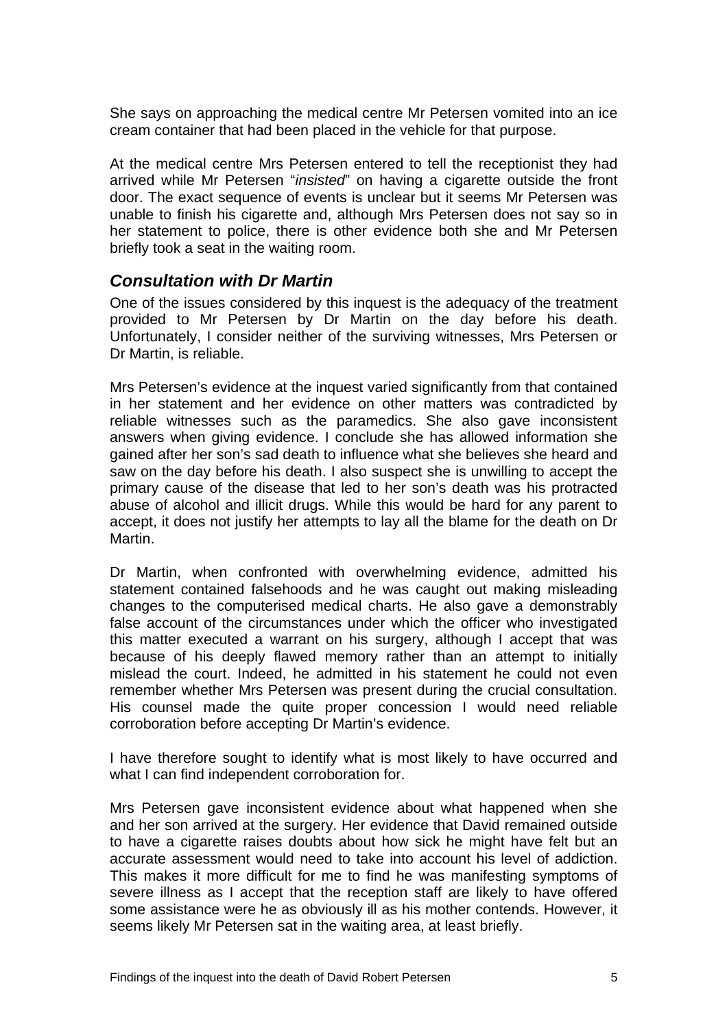She says on approaching the medical centre Mr Petersen vomited into an ice cream container that had been placed in the vehicle for that purpose.

At the medical centre Mrs Petersen entered to tell the receptionist they had arrived while Mr Petersen "*insisted*" on having a cigarette outside the front door. The exact sequence of events is unclear but it seems Mr Petersen was unable to finish his cigarette and, although Mrs Petersen does not say so in her statement to police, there is other evidence both she and Mr Petersen briefly took a seat in the waiting room.

## *Consultation with Dr Martin*

One of the issues considered by this inquest is the adequacy of the treatment provided to Mr Petersen by Dr Martin on the day before his death. Unfortunately, I consider neither of the surviving witnesses, Mrs Petersen or Dr Martin, is reliable.

Mrs Petersen's evidence at the inquest varied significantly from that contained in her statement and her evidence on other matters was contradicted by reliable witnesses such as the paramedics. She also gave inconsistent answers when giving evidence. I conclude she has allowed information she gained after her son's sad death to influence what she believes she heard and saw on the day before his death. I also suspect she is unwilling to accept the primary cause of the disease that led to her son's death was his protracted abuse of alcohol and illicit drugs. While this would be hard for any parent to accept, it does not justify her attempts to lay all the blame for the death on Dr Martin.

Dr Martin, when confronted with overwhelming evidence, admitted his statement contained falsehoods and he was caught out making misleading changes to the computerised medical charts. He also gave a demonstrably false account of the circumstances under which the officer who investigated this matter executed a warrant on his surgery, although I accept that was because of his deeply flawed memory rather than an attempt to initially mislead the court. Indeed, he admitted in his statement he could not even remember whether Mrs Petersen was present during the crucial consultation. His counsel made the quite proper concession I would need reliable corroboration before accepting Dr Martin's evidence.

I have therefore sought to identify what is most likely to have occurred and what I can find independent corroboration for.

Mrs Petersen gave inconsistent evidence about what happened when she and her son arrived at the surgery. Her evidence that David remained outside to have a cigarette raises doubts about how sick he might have felt but an accurate assessment would need to take into account his level of addiction. This makes it more difficult for me to find he was manifesting symptoms of severe illness as I accept that the reception staff are likely to have offered some assistance were he as obviously ill as his mother contends. However, it seems likely Mr Petersen sat in the waiting area, at least briefly.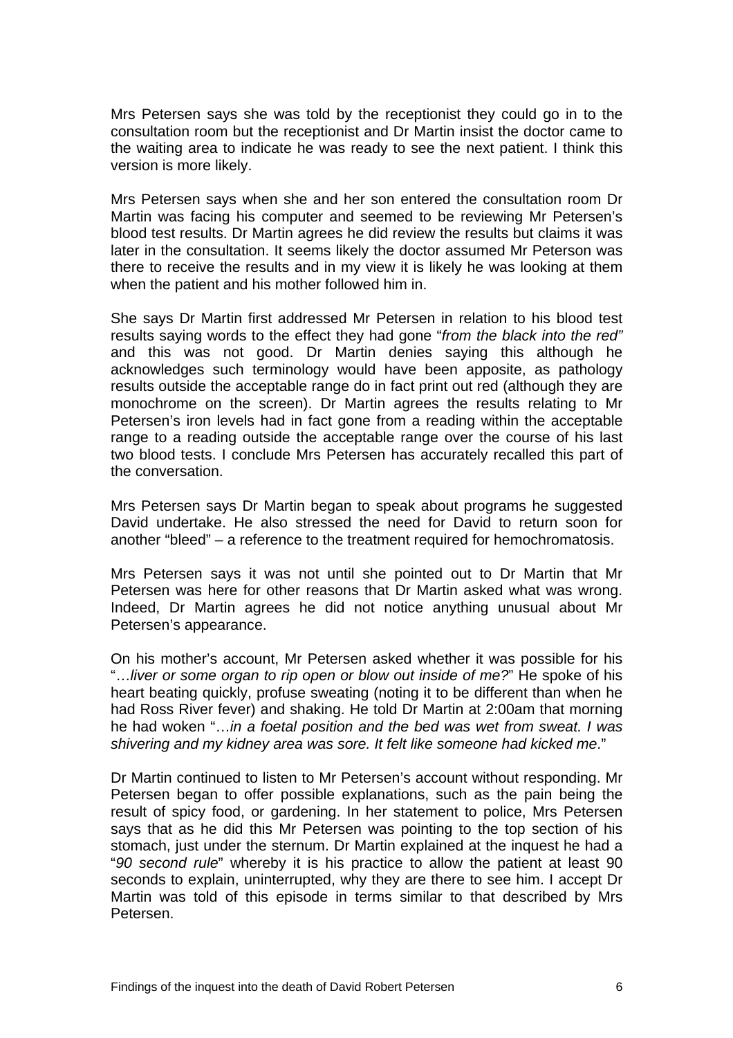Mrs Petersen says she was told by the receptionist they could go in to the consultation room but the receptionist and Dr Martin insist the doctor came to the waiting area to indicate he was ready to see the next patient. I think this version is more likely.

Mrs Petersen says when she and her son entered the consultation room Dr Martin was facing his computer and seemed to be reviewing Mr Petersen's blood test results. Dr Martin agrees he did review the results but claims it was later in the consultation. It seems likely the doctor assumed Mr Peterson was there to receive the results and in my view it is likely he was looking at them when the patient and his mother followed him in.

She says Dr Martin first addressed Mr Petersen in relation to his blood test results saying words to the effect they had gone "*from the black into the red"* and this was not good. Dr Martin denies saying this although he acknowledges such terminology would have been apposite, as pathology results outside the acceptable range do in fact print out red (although they are monochrome on the screen). Dr Martin agrees the results relating to Mr Petersen's iron levels had in fact gone from a reading within the acceptable range to a reading outside the acceptable range over the course of his last two blood tests. I conclude Mrs Petersen has accurately recalled this part of the conversation.

Mrs Petersen says Dr Martin began to speak about programs he suggested David undertake. He also stressed the need for David to return soon for another "bleed" – a reference to the treatment required for hemochromatosis.

Mrs Petersen says it was not until she pointed out to Dr Martin that Mr Petersen was here for other reasons that Dr Martin asked what was wrong. Indeed, Dr Martin agrees he did not notice anything unusual about Mr Petersen's appearance.

On his mother's account, Mr Petersen asked whether it was possible for his "…*liver or some organ to rip open or blow out inside of me?*" He spoke of his heart beating quickly, profuse sweating (noting it to be different than when he had Ross River fever) and shaking. He told Dr Martin at 2:00am that morning he had woken "…*in a foetal position and the bed was wet from sweat. I was shivering and my kidney area was sore. It felt like someone had kicked me*."

Dr Martin continued to listen to Mr Petersen's account without responding. Mr Petersen began to offer possible explanations, such as the pain being the result of spicy food, or gardening. In her statement to police, Mrs Petersen says that as he did this Mr Petersen was pointing to the top section of his stomach, just under the sternum. Dr Martin explained at the inquest he had a "*90 second rule*" whereby it is his practice to allow the patient at least 90 seconds to explain, uninterrupted, why they are there to see him. I accept Dr Martin was told of this episode in terms similar to that described by Mrs Petersen.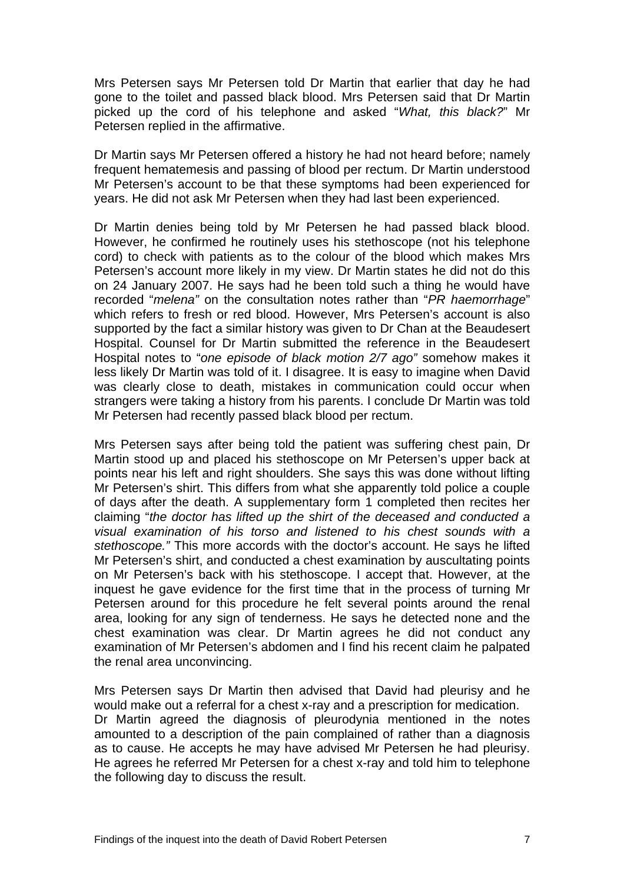Mrs Petersen says Mr Petersen told Dr Martin that earlier that day he had gone to the toilet and passed black blood. Mrs Petersen said that Dr Martin picked up the cord of his telephone and asked "*What, this black?*" Mr Petersen replied in the affirmative.

Dr Martin says Mr Petersen offered a history he had not heard before; namely frequent hematemesis and passing of blood per rectum. Dr Martin understood Mr Petersen's account to be that these symptoms had been experienced for years. He did not ask Mr Petersen when they had last been experienced.

Dr Martin denies being told by Mr Petersen he had passed black blood. However, he confirmed he routinely uses his stethoscope (not his telephone cord) to check with patients as to the colour of the blood which makes Mrs Petersen's account more likely in my view. Dr Martin states he did not do this on 24 January 2007. He says had he been told such a thing he would have recorded "*melena"* on the consultation notes rather than "*PR haemorrhage*" which refers to fresh or red blood. However, Mrs Petersen's account is also supported by the fact a similar history was given to Dr Chan at the Beaudesert Hospital. Counsel for Dr Martin submitted the reference in the Beaudesert Hospital notes to "*one episode of black motion 2/7 ago"* somehow makes it less likely Dr Martin was told of it. I disagree. It is easy to imagine when David was clearly close to death, mistakes in communication could occur when strangers were taking a history from his parents. I conclude Dr Martin was told Mr Petersen had recently passed black blood per rectum.

Mrs Petersen says after being told the patient was suffering chest pain, Dr Martin stood up and placed his stethoscope on Mr Petersen's upper back at points near his left and right shoulders. She says this was done without lifting Mr Petersen's shirt. This differs from what she apparently told police a couple of days after the death. A supplementary form 1 completed then recites her claiming "*the doctor has lifted up the shirt of the deceased and conducted a visual examination of his torso and listened to his chest sounds with a stethoscope."* This more accords with the doctor's account. He says he lifted Mr Petersen's shirt, and conducted a chest examination by auscultating points on Mr Petersen's back with his stethoscope. I accept that. However, at the inquest he gave evidence for the first time that in the process of turning Mr Petersen around for this procedure he felt several points around the renal area, looking for any sign of tenderness. He says he detected none and the chest examination was clear. Dr Martin agrees he did not conduct any examination of Mr Petersen's abdomen and I find his recent claim he palpated the renal area unconvincing.

Mrs Petersen says Dr Martin then advised that David had pleurisy and he would make out a referral for a chest x-ray and a prescription for medication.
Dr Martin agreed the diagnosis of pleurodynia mentioned in the notes amounted to a description of the pain complained of rather than a diagnosis as to cause. He accepts he may have advised Mr Petersen he had pleurisy. He agrees he referred Mr Petersen for a chest x-ray and told him to telephone the following day to discuss the result.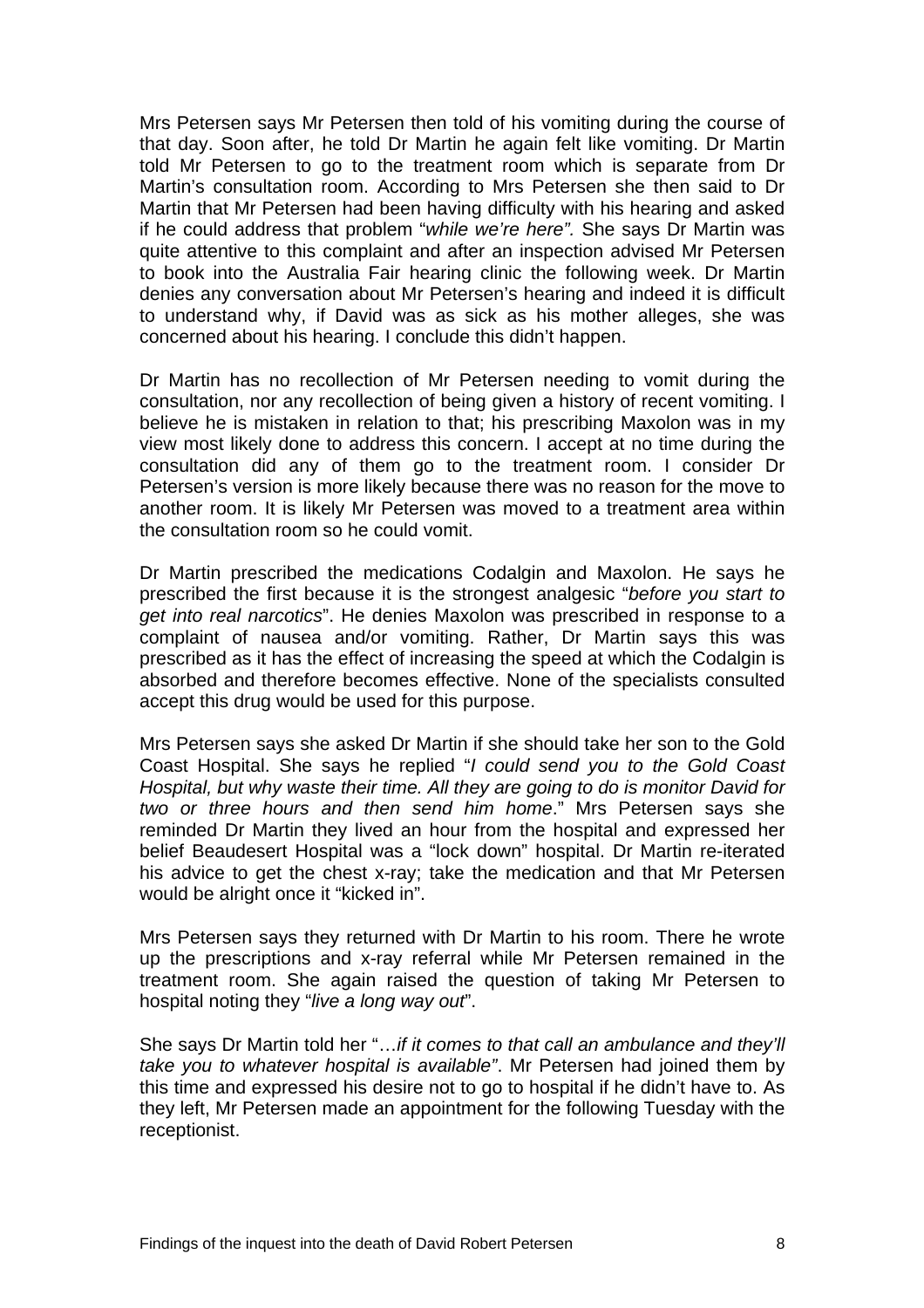Mrs Petersen says Mr Petersen then told of his vomiting during the course of that day. Soon after, he told Dr Martin he again felt like vomiting. Dr Martin told Mr Petersen to go to the treatment room which is separate from Dr Martin's consultation room. According to Mrs Petersen she then said to Dr Martin that Mr Petersen had been having difficulty with his hearing and asked if he could address that problem "*while we're here".* She says Dr Martin was quite attentive to this complaint and after an inspection advised Mr Petersen to book into the Australia Fair hearing clinic the following week. Dr Martin denies any conversation about Mr Petersen's hearing and indeed it is difficult to understand why, if David was as sick as his mother alleges, she was concerned about his hearing. I conclude this didn't happen.

Dr Martin has no recollection of Mr Petersen needing to vomit during the consultation, nor any recollection of being given a history of recent vomiting. I believe he is mistaken in relation to that; his prescribing Maxolon was in my view most likely done to address this concern. I accept at no time during the consultation did any of them go to the treatment room. I consider Dr Petersen's version is more likely because there was no reason for the move to another room. It is likely Mr Petersen was moved to a treatment area within the consultation room so he could vomit.

Dr Martin prescribed the medications Codalgin and Maxolon. He says he prescribed the first because it is the strongest analgesic "*before you start to get into real narcotics*". He denies Maxolon was prescribed in response to a complaint of nausea and/or vomiting. Rather, Dr Martin says this was prescribed as it has the effect of increasing the speed at which the Codalgin is absorbed and therefore becomes effective. None of the specialists consulted accept this drug would be used for this purpose.

Mrs Petersen says she asked Dr Martin if she should take her son to the Gold Coast Hospital. She says he replied "*I could send you to the Gold Coast Hospital, but why waste their time. All they are going to do is monitor David for two or three hours and then send him home*." Mrs Petersen says she reminded Dr Martin they lived an hour from the hospital and expressed her belief Beaudesert Hospital was a "lock down" hospital. Dr Martin re-iterated his advice to get the chest x-ray; take the medication and that Mr Petersen would be alright once it "kicked in".

Mrs Petersen says they returned with Dr Martin to his room. There he wrote up the prescriptions and x-ray referral while Mr Petersen remained in the treatment room. She again raised the question of taking Mr Petersen to hospital noting they "*live a long way out*".

She says Dr Martin told her "…*if it comes to that call an ambulance and they'll take you to whatever hospital is available"*. Mr Petersen had joined them by this time and expressed his desire not to go to hospital if he didn't have to. As they left, Mr Petersen made an appointment for the following Tuesday with the receptionist.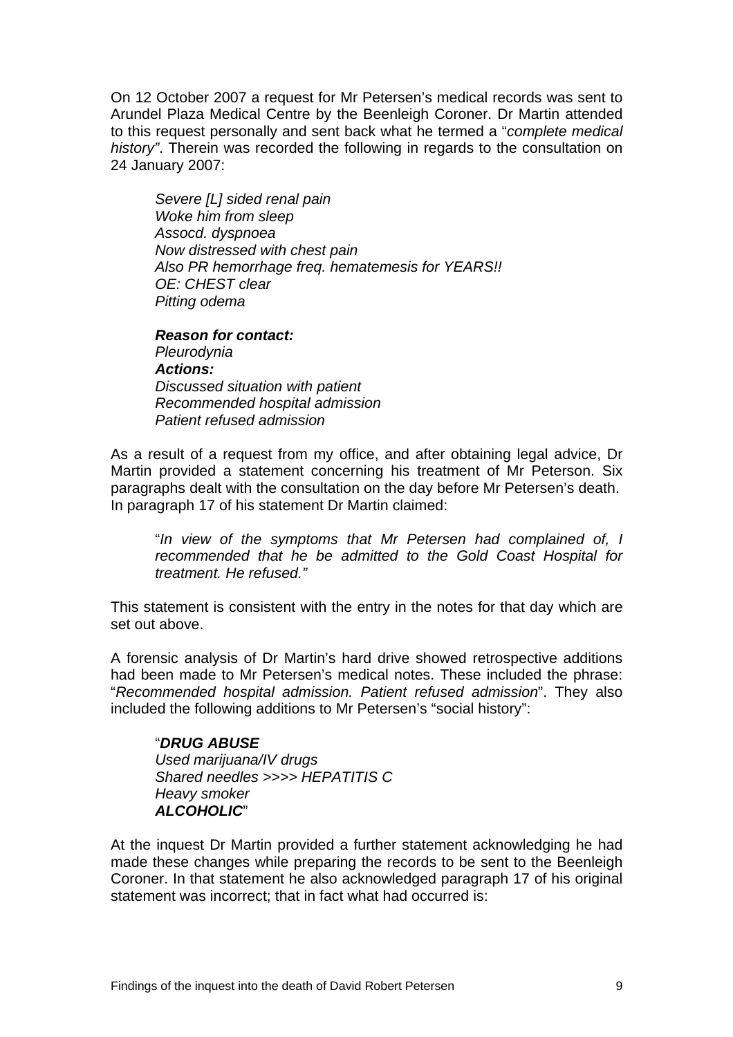On 12 October 2007 a request for Mr Petersen's medical records was sent to Arundel Plaza Medical Centre by the Beenleigh Coroner. Dr Martin attended to this request personally and sent back what he termed a "*complete medical history*". Therein was recorded the following in regards to the consultation on 24 January 2007:

> *Severe [L] sided renal pain*
> *Woke him from sleep*
> *Assocd. dyspnoea*
> *Now distressed with chest pain*
> *Also PR hemorrhage freq. hematemesis for YEARS!!*
> *OE: CHEST clear*
> *Pitting odema*
>
> ***Reason for contact:***
> *Pleurodynia*
> ***Actions:***
> *Discussed situation with patient*
> *Recommended hospital admission*
> *Patient refused admission*

As a result of a request from my office, and after obtaining legal advice, Dr Martin provided a statement concerning his treatment of Mr Peterson. Six paragraphs dealt with the consultation on the day before Mr Petersen's death. In paragraph 17 of his statement Dr Martin claimed:

> "*In view of the symptoms that Mr Petersen had complained of, I recommended that he be admitted to the Gold Coast Hospital for treatment. He refused."*

This statement is consistent with the entry in the notes for that day which are set out above.

A forensic analysis of Dr Martin's hard drive showed retrospective additions had been made to Mr Petersen's medical notes. These included the phrase: "*Recommended hospital admission. Patient refused admission*". They also included the following additions to Mr Petersen's "social history":

> "***DRUG ABUSE***
> *Used marijuana/IV drugs*
> *Shared needles >>>> HEPATITIS C*
> *Heavy smoker*
> ***ALCOHOLIC***"

At the inquest Dr Martin provided a further statement acknowledging he had made these changes while preparing the records to be sent to the Beenleigh Coroner. In that statement he also acknowledged paragraph 17 of his original statement was incorrect; that in fact what had occurred is: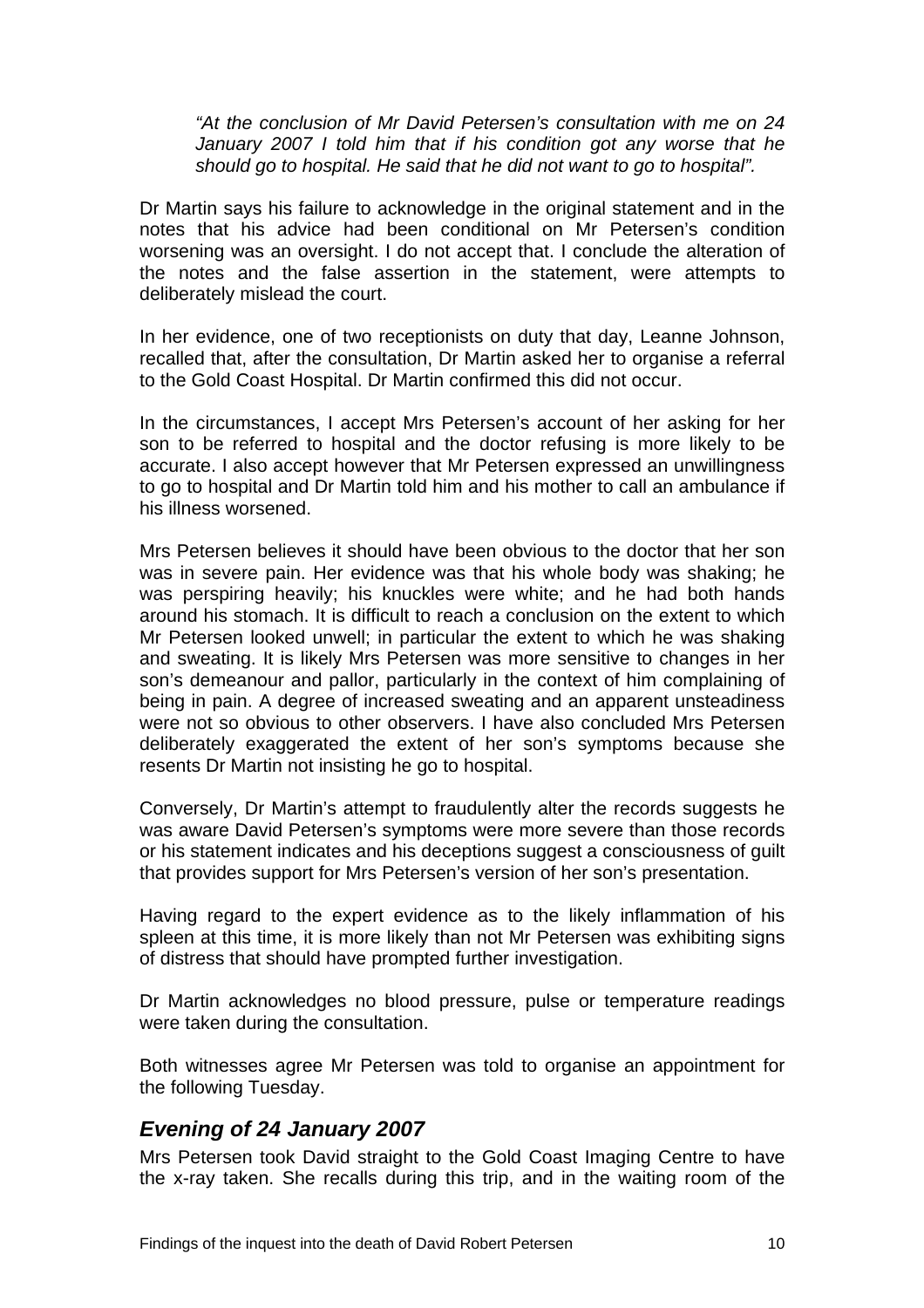> *"At the conclusion of Mr David Petersen's consultation with me on 24 January 2007 I told him that if his condition got any worse that he should go to hospital. He said that he did not want to go to hospital".*

Dr Martin says his failure to acknowledge in the original statement and in the notes that his advice had been conditional on Mr Petersen's condition worsening was an oversight. I do not accept that. I conclude the alteration of the notes and the false assertion in the statement, were attempts to deliberately mislead the court.

In her evidence, one of two receptionists on duty that day, Leanne Johnson, recalled that, after the consultation, Dr Martin asked her to organise a referral to the Gold Coast Hospital. Dr Martin confirmed this did not occur.

In the circumstances, I accept Mrs Petersen's account of her asking for her son to be referred to hospital and the doctor refusing is more likely to be accurate. I also accept however that Mr Petersen expressed an unwillingness to go to hospital and Dr Martin told him and his mother to call an ambulance if his illness worsened.

Mrs Petersen believes it should have been obvious to the doctor that her son was in severe pain. Her evidence was that his whole body was shaking; he was perspiring heavily; his knuckles were white; and he had both hands around his stomach. It is difficult to reach a conclusion on the extent to which Mr Petersen looked unwell; in particular the extent to which he was shaking and sweating. It is likely Mrs Petersen was more sensitive to changes in her son's demeanour and pallor, particularly in the context of him complaining of being in pain. A degree of increased sweating and an apparent unsteadiness were not so obvious to other observers. I have also concluded Mrs Petersen deliberately exaggerated the extent of her son's symptoms because she resents Dr Martin not insisting he go to hospital.

Conversely, Dr Martin's attempt to fraudulently alter the records suggests he was aware David Petersen's symptoms were more severe than those records or his statement indicates and his deceptions suggest a consciousness of guilt that provides support for Mrs Petersen's version of her son's presentation.

Having regard to the expert evidence as to the likely inflammation of his spleen at this time, it is more likely than not Mr Petersen was exhibiting signs of distress that should have prompted further investigation.

Dr Martin acknowledges no blood pressure, pulse or temperature readings were taken during the consultation.

Both witnesses agree Mr Petersen was told to organise an appointment for the following Tuesday.

## *Evening of 24 January 2007*

Mrs Petersen took David straight to the Gold Coast Imaging Centre to have the x-ray taken. She recalls during this trip, and in the waiting room of the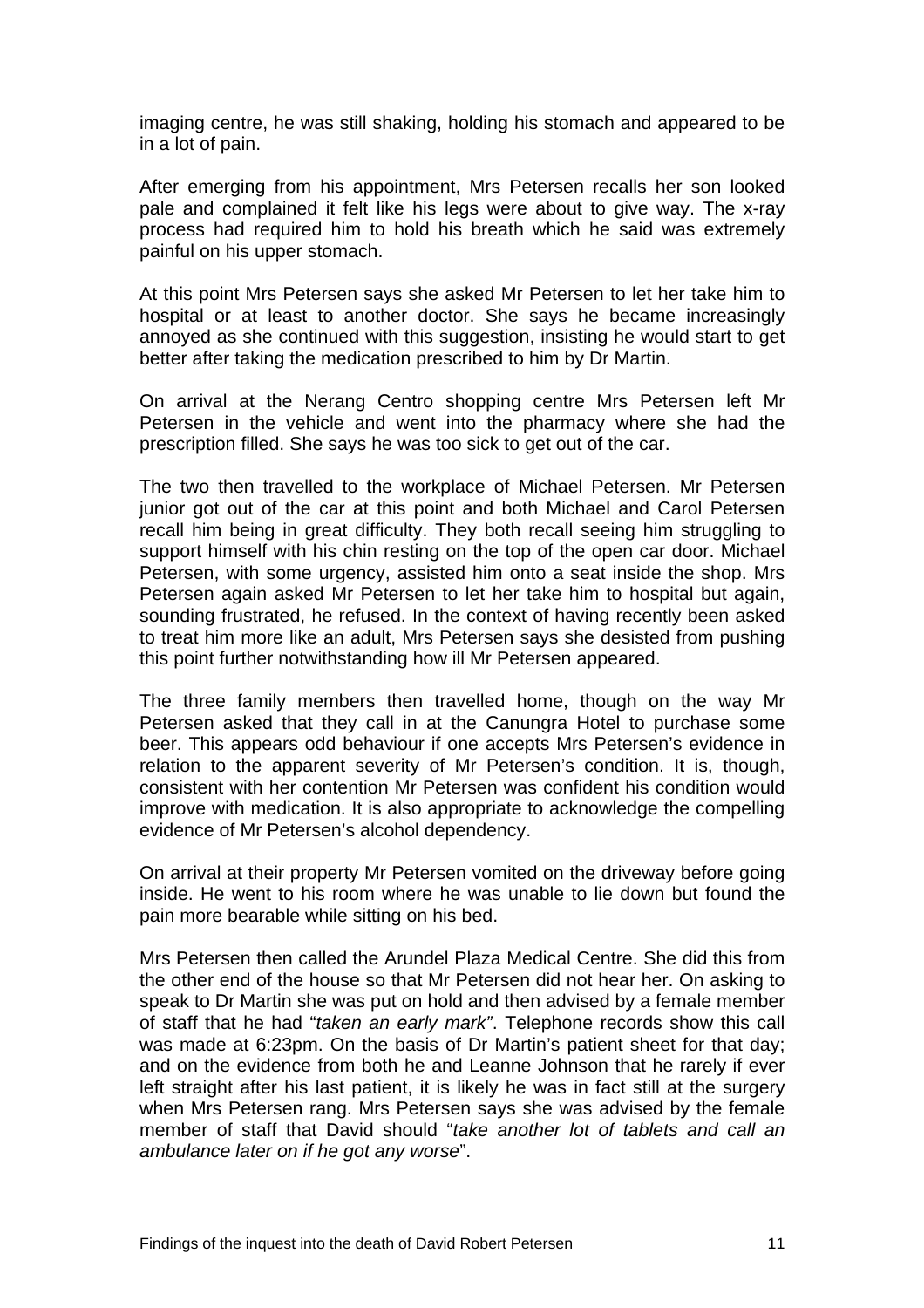imaging centre, he was still shaking, holding his stomach and appeared to be in a lot of pain.

After emerging from his appointment, Mrs Petersen recalls her son looked pale and complained it felt like his legs were about to give way. The x-ray process had required him to hold his breath which he said was extremely painful on his upper stomach.

At this point Mrs Petersen says she asked Mr Petersen to let her take him to hospital or at least to another doctor. She says he became increasingly annoyed as she continued with this suggestion, insisting he would start to get better after taking the medication prescribed to him by Dr Martin.

On arrival at the Nerang Centro shopping centre Mrs Petersen left Mr Petersen in the vehicle and went into the pharmacy where she had the prescription filled. She says he was too sick to get out of the car.

The two then travelled to the workplace of Michael Petersen. Mr Petersen junior got out of the car at this point and both Michael and Carol Petersen recall him being in great difficulty. They both recall seeing him struggling to support himself with his chin resting on the top of the open car door. Michael Petersen, with some urgency, assisted him onto a seat inside the shop. Mrs Petersen again asked Mr Petersen to let her take him to hospital but again, sounding frustrated, he refused. In the context of having recently been asked to treat him more like an adult, Mrs Petersen says she desisted from pushing this point further notwithstanding how ill Mr Petersen appeared.

The three family members then travelled home, though on the way Mr Petersen asked that they call in at the Canungra Hotel to purchase some beer. This appears odd behaviour if one accepts Mrs Petersen's evidence in relation to the apparent severity of Mr Petersen's condition. It is, though, consistent with her contention Mr Petersen was confident his condition would improve with medication. It is also appropriate to acknowledge the compelling evidence of Mr Petersen's alcohol dependency.

On arrival at their property Mr Petersen vomited on the driveway before going inside. He went to his room where he was unable to lie down but found the pain more bearable while sitting on his bed.

Mrs Petersen then called the Arundel Plaza Medical Centre. She did this from the other end of the house so that Mr Petersen did not hear her. On asking to speak to Dr Martin she was put on hold and then advised by a female member of staff that he had "*taken an early mark*". Telephone records show this call was made at 6:23pm. On the basis of Dr Martin's patient sheet for that day; and on the evidence from both he and Leanne Johnson that he rarely if ever left straight after his last patient, it is likely he was in fact still at the surgery when Mrs Petersen rang. Mrs Petersen says she was advised by the female member of staff that David should "*take another lot of tablets and call an ambulance later on if he got any worse*".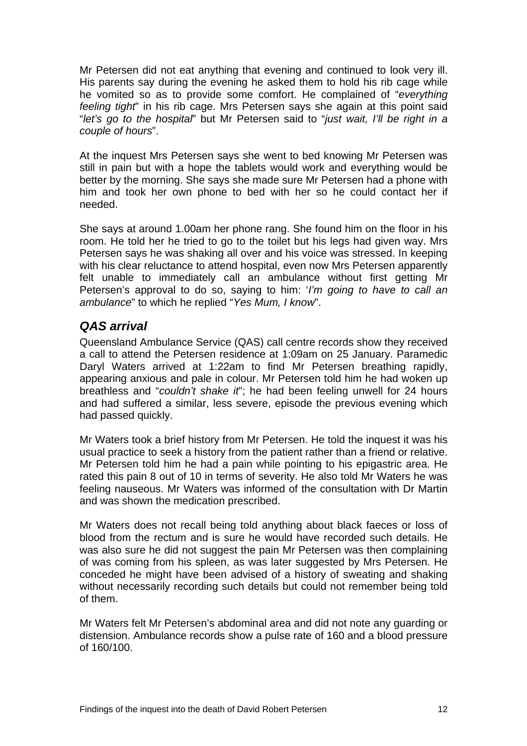Mr Petersen did not eat anything that evening and continued to look very ill. His parents say during the evening he asked them to hold his rib cage while he vomited so as to provide some comfort. He complained of "*everything feeling tight*" in his rib cage. Mrs Petersen says she again at this point said "*let's go to the hospital*" but Mr Petersen said to "*just wait, I'll be right in a couple of hours*".

At the inquest Mrs Petersen says she went to bed knowing Mr Petersen was still in pain but with a hope the tablets would work and everything would be better by the morning. She says she made sure Mr Petersen had a phone with him and took her own phone to bed with her so he could contact her if needed.

She says at around 1.00am her phone rang. She found him on the floor in his room. He told her he tried to go to the toilet but his legs had given way. Mrs Petersen says he was shaking all over and his voice was stressed. In keeping with his clear reluctance to attend hospital, even now Mrs Petersen apparently felt unable to immediately call an ambulance without first getting Mr Petersen's approval to do so, saying to him: '*I'm going to have to call an ambulance*" to which he replied "*Yes Mum, I know*".

## *QAS arrival*

Queensland Ambulance Service (QAS) call centre records show they received a call to attend the Petersen residence at 1:09am on 25 January. Paramedic Daryl Waters arrived at 1:22am to find Mr Petersen breathing rapidly, appearing anxious and pale in colour. Mr Petersen told him he had woken up breathless and "*couldn't shake it*"; he had been feeling unwell for 24 hours and had suffered a similar, less severe, episode the previous evening which had passed quickly.

Mr Waters took a brief history from Mr Petersen. He told the inquest it was his usual practice to seek a history from the patient rather than a friend or relative. Mr Petersen told him he had a pain while pointing to his epigastric area. He rated this pain 8 out of 10 in terms of severity. He also told Mr Waters he was feeling nauseous. Mr Waters was informed of the consultation with Dr Martin and was shown the medication prescribed.

Mr Waters does not recall being told anything about black faeces or loss of blood from the rectum and is sure he would have recorded such details. He was also sure he did not suggest the pain Mr Petersen was then complaining of was coming from his spleen, as was later suggested by Mrs Petersen. He conceded he might have been advised of a history of sweating and shaking without necessarily recording such details but could not remember being told of them.

Mr Waters felt Mr Petersen's abdominal area and did not note any guarding or distension. Ambulance records show a pulse rate of 160 and a blood pressure of 160/100.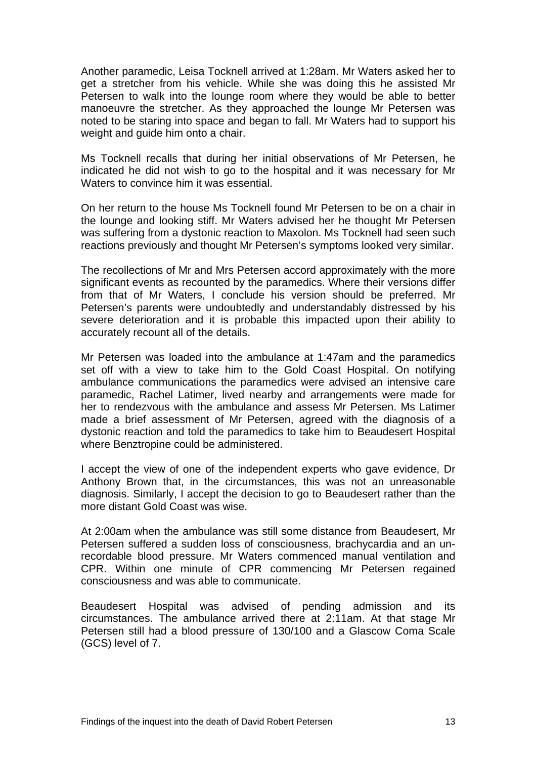Another paramedic, Leisa Tocknell arrived at 1:28am. Mr Waters asked her to get a stretcher from his vehicle. While she was doing this he assisted Mr Petersen to walk into the lounge room where they would be able to better manoeuvre the stretcher. As they approached the lounge Mr Petersen was noted to be staring into space and began to fall. Mr Waters had to support his weight and guide him onto a chair.

Ms Tocknell recalls that during her initial observations of Mr Petersen, he indicated he did not wish to go to the hospital and it was necessary for Mr Waters to convince him it was essential.

On her return to the house Ms Tocknell found Mr Petersen to be on a chair in the lounge and looking stiff. Mr Waters advised her he thought Mr Petersen was suffering from a dystonic reaction to Maxolon. Ms Tocknell had seen such reactions previously and thought Mr Petersen's symptoms looked very similar.

The recollections of Mr and Mrs Petersen accord approximately with the more significant events as recounted by the paramedics. Where their versions differ from that of Mr Waters, I conclude his version should be preferred. Mr Petersen's parents were undoubtedly and understandably distressed by his severe deterioration and it is probable this impacted upon their ability to accurately recount all of the details.

Mr Petersen was loaded into the ambulance at 1:47am and the paramedics set off with a view to take him to the Gold Coast Hospital. On notifying ambulance communications the paramedics were advised an intensive care paramedic, Rachel Latimer, lived nearby and arrangements were made for her to rendezvous with the ambulance and assess Mr Petersen. Ms Latimer made a brief assessment of Mr Petersen, agreed with the diagnosis of a dystonic reaction and told the paramedics to take him to Beaudesert Hospital where Benztropine could be administered.

I accept the view of one of the independent experts who gave evidence, Dr Anthony Brown that, in the circumstances, this was not an unreasonable diagnosis. Similarly, I accept the decision to go to Beaudesert rather than the more distant Gold Coast was wise.

At 2:00am when the ambulance was still some distance from Beaudesert, Mr Petersen suffered a sudden loss of consciousness, brachycardia and an un-recordable blood pressure. Mr Waters commenced manual ventilation and CPR. Within one minute of CPR commencing Mr Petersen regained consciousness and was able to communicate.

Beaudesert Hospital was advised of pending admission and its circumstances. The ambulance arrived there at 2:11am. At that stage Mr Petersen still had a blood pressure of 130/100 and a Glascow Coma Scale (GCS) level of 7.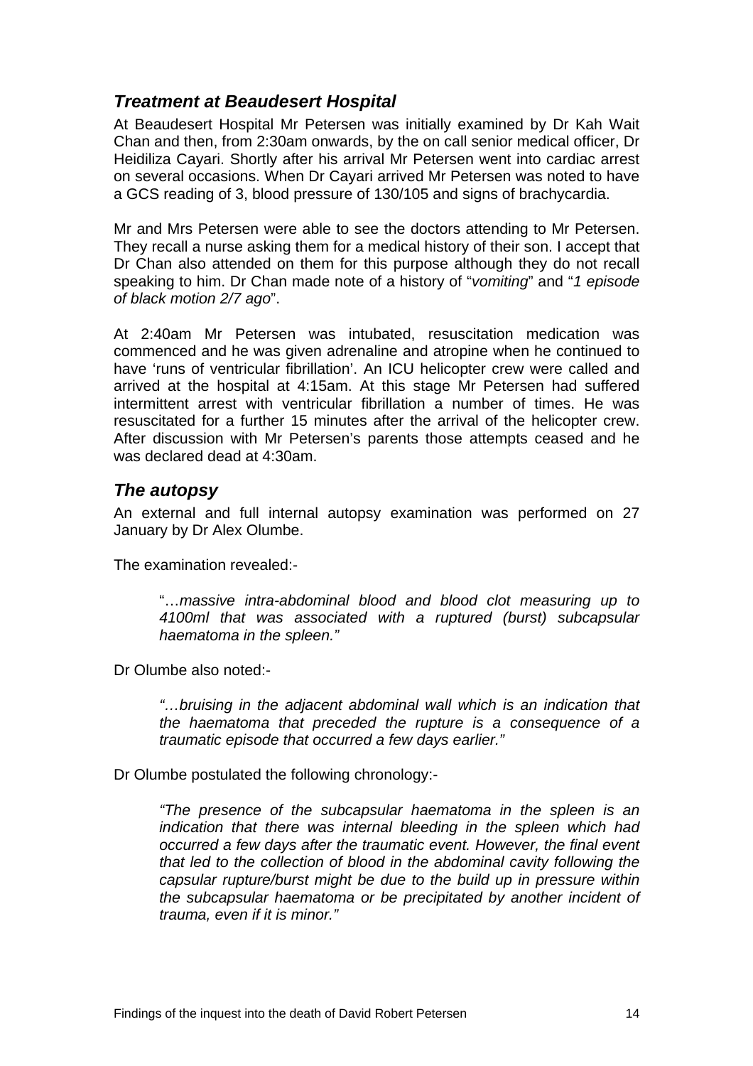### *Treatment at Beaudesert Hospital*

At Beaudesert Hospital Mr Petersen was initially examined by Dr Kah Wait Chan and then, from 2:30am onwards, by the on call senior medical officer, Dr Heidiliza Cayari. Shortly after his arrival Mr Petersen went into cardiac arrest on several occasions. When Dr Cayari arrived Mr Petersen was noted to have a GCS reading of 3, blood pressure of 130/105 and signs of brachycardia.

Mr and Mrs Petersen were able to see the doctors attending to Mr Petersen. They recall a nurse asking them for a medical history of their son. I accept that Dr Chan also attended on them for this purpose although they do not recall speaking to him. Dr Chan made note of a history of "*vomiting*" and "*1 episode of black motion 2/7 ago*".

At 2:40am Mr Petersen was intubated, resuscitation medication was commenced and he was given adrenaline and atropine when he continued to have 'runs of ventricular fibrillation'. An ICU helicopter crew were called and arrived at the hospital at 4:15am. At this stage Mr Petersen had suffered intermittent arrest with ventricular fibrillation a number of times. He was resuscitated for a further 15 minutes after the arrival of the helicopter crew. After discussion with Mr Petersen's parents those attempts ceased and he was declared dead at 4:30am.

### *The autopsy*

An external and full internal autopsy examination was performed on 27 January by Dr Alex Olumbe.

The examination revealed:-

> "…*massive intra-abdominal blood and blood clot measuring up to 4100ml that was associated with a ruptured (burst) subcapsular haematoma in the spleen."*

Dr Olumbe also noted:-

> *"…bruising in the adjacent abdominal wall which is an indication that the haematoma that preceded the rupture is a consequence of a traumatic episode that occurred a few days earlier."*

Dr Olumbe postulated the following chronology:-

> *"The presence of the subcapsular haematoma in the spleen is an indication that there was internal bleeding in the spleen which had occurred a few days after the traumatic event. However, the final event that led to the collection of blood in the abdominal cavity following the capsular rupture/burst might be due to the build up in pressure within the subcapsular haematoma or be precipitated by another incident of trauma, even if it is minor."*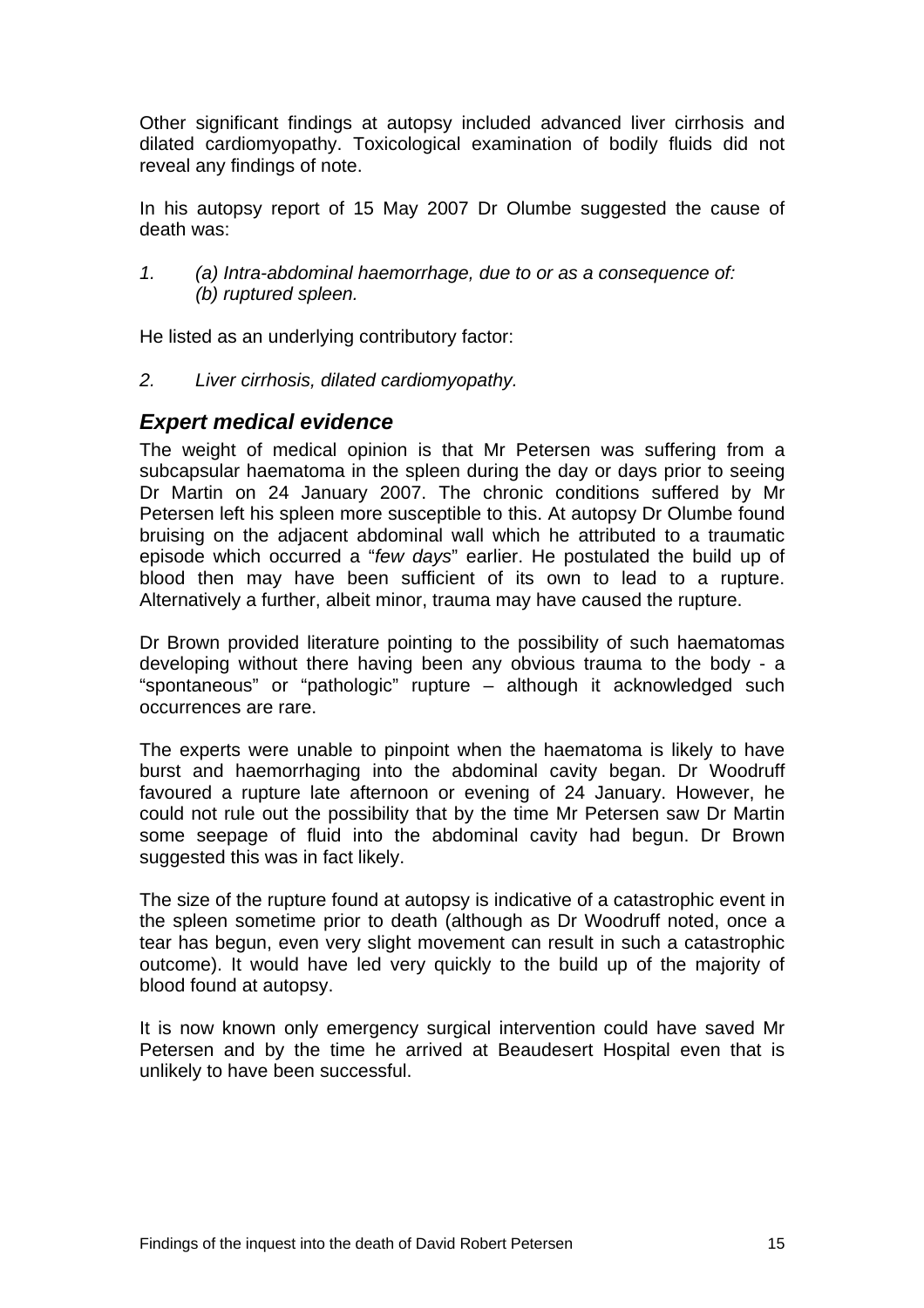Other significant findings at autopsy included advanced liver cirrhosis and dilated cardiomyopathy. Toxicological examination of bodily fluids did not reveal any findings of note.

In his autopsy report of 15 May 2007 Dr Olumbe suggested the cause of death was:

1. *(a) Intra-abdominal haemorrhage, due to or as a consequence of:*
   *(b) ruptured spleen.*

He listed as an underlying contributory factor:

2. *Liver cirrhosis, dilated cardiomyopathy.*

### *Expert medical evidence*

The weight of medical opinion is that Mr Petersen was suffering from a subcapsular haematoma in the spleen during the day or days prior to seeing Dr Martin on 24 January 2007. The chronic conditions suffered by Mr Petersen left his spleen more susceptible to this. At autopsy Dr Olumbe found bruising on the adjacent abdominal wall which he attributed to a traumatic episode which occurred a "*few days*" earlier. He postulated the build up of blood then may have been sufficient of its own to lead to a rupture. Alternatively a further, albeit minor, trauma may have caused the rupture.

Dr Brown provided literature pointing to the possibility of such haematomas developing without there having been any obvious trauma to the body - a "spontaneous" or "pathologic" rupture – although it acknowledged such occurrences are rare.

The experts were unable to pinpoint when the haematoma is likely to have burst and haemorrhaging into the abdominal cavity began. Dr Woodruff favoured a rupture late afternoon or evening of 24 January. However, he could not rule out the possibility that by the time Mr Petersen saw Dr Martin some seepage of fluid into the abdominal cavity had begun. Dr Brown suggested this was in fact likely.

The size of the rupture found at autopsy is indicative of a catastrophic event in the spleen sometime prior to death (although as Dr Woodruff noted, once a tear has begun, even very slight movement can result in such a catastrophic outcome). It would have led very quickly to the build up of the majority of blood found at autopsy.

It is now known only emergency surgical intervention could have saved Mr Petersen and by the time he arrived at Beaudesert Hospital even that is unlikely to have been successful.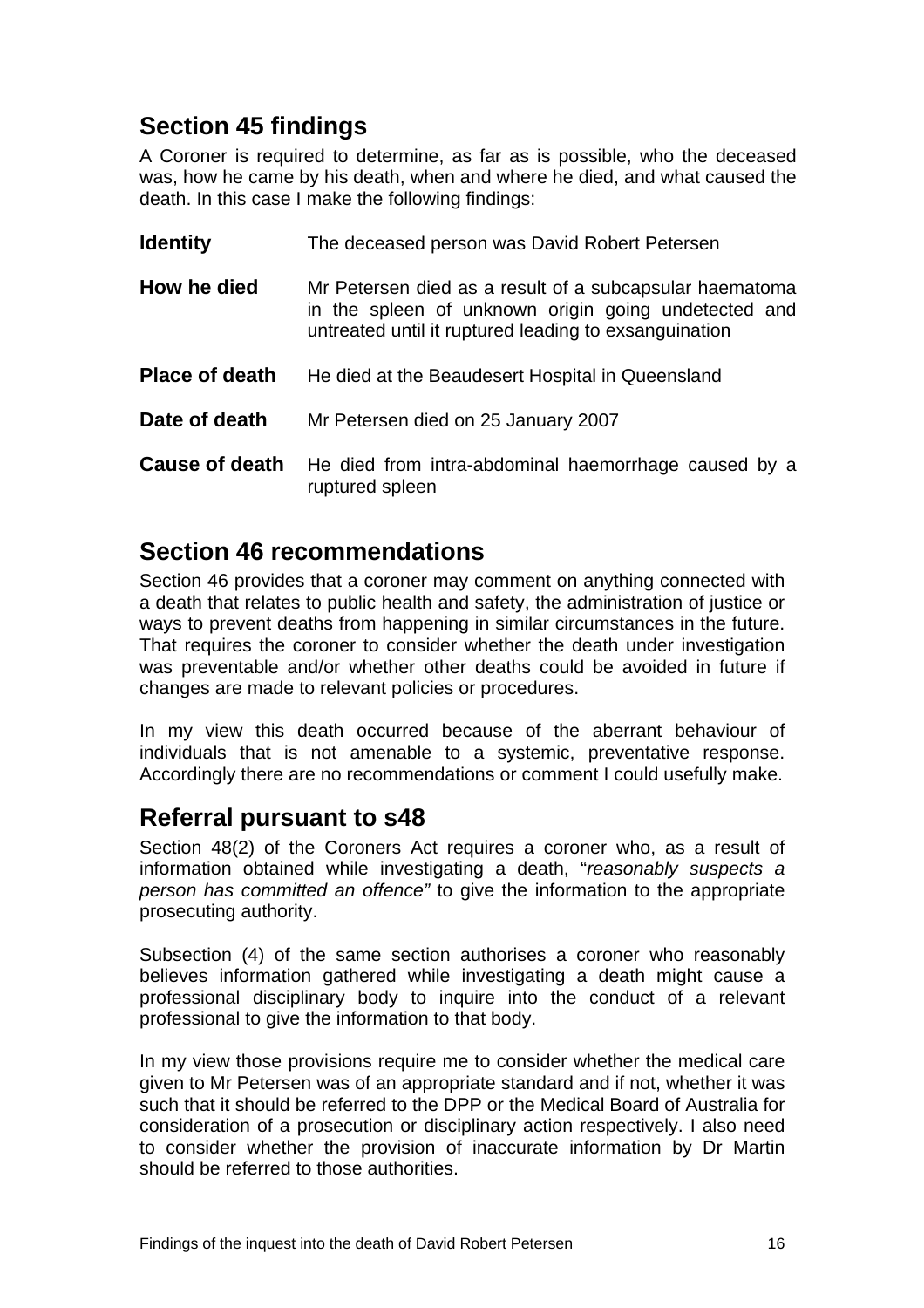## Section 45 findings

A Coroner is required to determine, as far as is possible, who the deceased was, how he came by his death, when and where he died, and what caused the death. In this case I make the following findings:

| | |
|---|---|
| **Identity** | The deceased person was David Robert Petersen |
| **How he died** | Mr Petersen died as a result of a subcapsular haematoma in the spleen of unknown origin going undetected and untreated until it ruptured leading to exsanguination |
| **Place of death** | He died at the Beaudesert Hospital in Queensland |
| **Date of death** | Mr Petersen died on 25 January 2007 |
| **Cause of death** | He died from intra-abdominal haemorrhage caused by a ruptured spleen |

## Section 46 recommendations

Section 46 provides that a coroner may comment on anything connected with a death that relates to public health and safety, the administration of justice or ways to prevent deaths from happening in similar circumstances in the future. That requires the coroner to consider whether the death under investigation was preventable and/or whether other deaths could be avoided in future if changes are made to relevant policies or procedures.

In my view this death occurred because of the aberrant behaviour of individuals that is not amenable to a systemic, preventative response. Accordingly there are no recommendations or comment I could usefully make.

## Referral pursuant to s48

Section 48(2) of the Coroners Act requires a coroner who, as a result of information obtained while investigating a death, "*reasonably suspects a person has committed an offence"* to give the information to the appropriate prosecuting authority.

Subsection (4) of the same section authorises a coroner who reasonably believes information gathered while investigating a death might cause a professional disciplinary body to inquire into the conduct of a relevant professional to give the information to that body.

In my view those provisions require me to consider whether the medical care given to Mr Petersen was of an appropriate standard and if not, whether it was such that it should be referred to the DPP or the Medical Board of Australia for consideration of a prosecution or disciplinary action respectively. I also need to consider whether the provision of inaccurate information by Dr Martin should be referred to those authorities.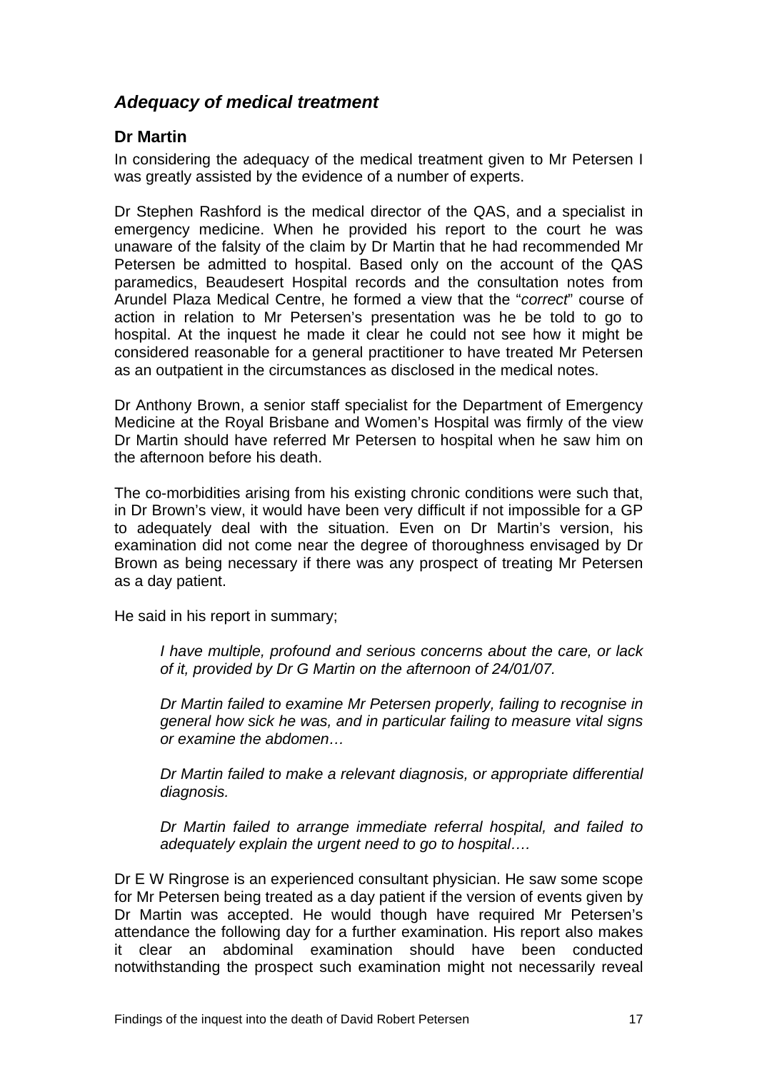### *Adequacy of medical treatment*

#### Dr Martin

In considering the adequacy of the medical treatment given to Mr Petersen I was greatly assisted by the evidence of a number of experts.

Dr Stephen Rashford is the medical director of the QAS, and a specialist in emergency medicine. When he provided his report to the court he was unaware of the falsity of the claim by Dr Martin that he had recommended Mr Petersen be admitted to hospital. Based only on the account of the QAS paramedics, Beaudesert Hospital records and the consultation notes from Arundel Plaza Medical Centre, he formed a view that the "*correct*" course of action in relation to Mr Petersen's presentation was he be told to go to hospital. At the inquest he made it clear he could not see how it might be considered reasonable for a general practitioner to have treated Mr Petersen as an outpatient in the circumstances as disclosed in the medical notes.

Dr Anthony Brown, a senior staff specialist for the Department of Emergency Medicine at the Royal Brisbane and Women's Hospital was firmly of the view Dr Martin should have referred Mr Petersen to hospital when he saw him on the afternoon before his death.

The co-morbidities arising from his existing chronic conditions were such that, in Dr Brown's view, it would have been very difficult if not impossible for a GP to adequately deal with the situation. Even on Dr Martin's version, his examination did not come near the degree of thoroughness envisaged by Dr Brown as being necessary if there was any prospect of treating Mr Petersen as a day patient.

He said in his report in summary;

> *I have multiple, profound and serious concerns about the care, or lack of it, provided by Dr G Martin on the afternoon of 24/01/07.*
>
> *Dr Martin failed to examine Mr Petersen properly, failing to recognise in general how sick he was, and in particular failing to measure vital signs or examine the abdomen…*
>
> *Dr Martin failed to make a relevant diagnosis, or appropriate differential diagnosis.*
>
> *Dr Martin failed to arrange immediate referral hospital, and failed to adequately explain the urgent need to go to hospital….*

Dr E W Ringrose is an experienced consultant physician. He saw some scope for Mr Petersen being treated as a day patient if the version of events given by Dr Martin was accepted. He would though have required Mr Petersen's attendance the following day for a further examination. His report also makes it clear an abdominal examination should have been conducted notwithstanding the prospect such examination might not necessarily reveal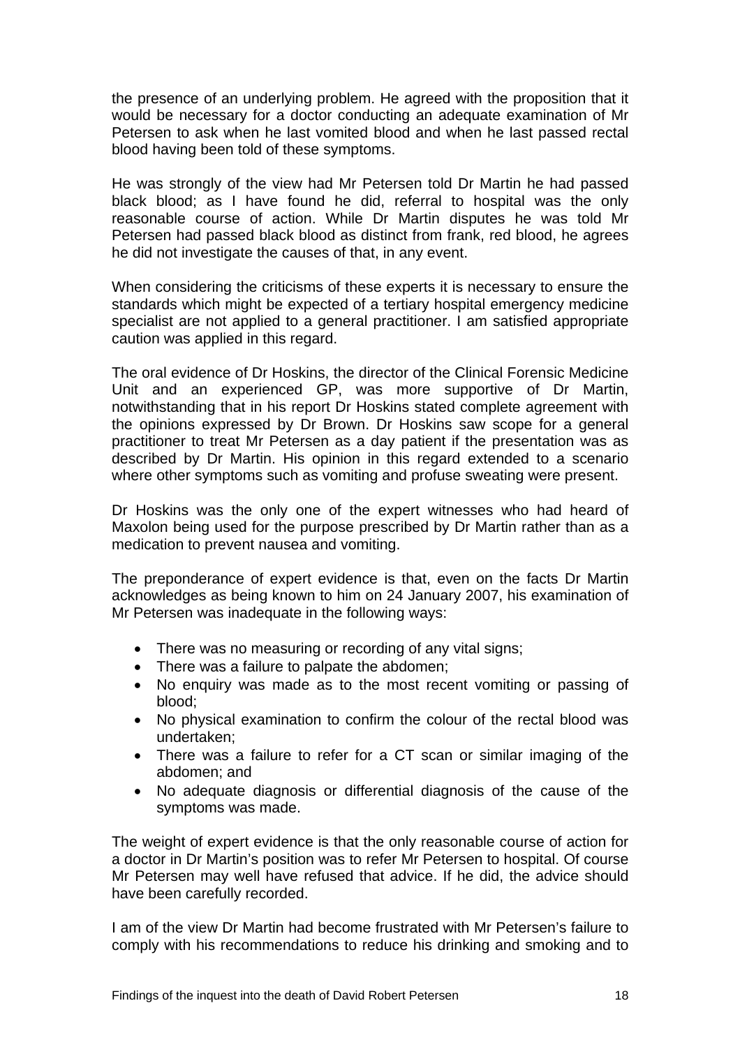the presence of an underlying problem. He agreed with the proposition that it would be necessary for a doctor conducting an adequate examination of Mr Petersen to ask when he last vomited blood and when he last passed rectal blood having been told of these symptoms.

He was strongly of the view had Mr Petersen told Dr Martin he had passed black blood; as I have found he did, referral to hospital was the only reasonable course of action. While Dr Martin disputes he was told Mr Petersen had passed black blood as distinct from frank, red blood, he agrees he did not investigate the causes of that, in any event.

When considering the criticisms of these experts it is necessary to ensure the standards which might be expected of a tertiary hospital emergency medicine specialist are not applied to a general practitioner. I am satisfied appropriate caution was applied in this regard.

The oral evidence of Dr Hoskins, the director of the Clinical Forensic Medicine Unit and an experienced GP, was more supportive of Dr Martin, notwithstanding that in his report Dr Hoskins stated complete agreement with the opinions expressed by Dr Brown. Dr Hoskins saw scope for a general practitioner to treat Mr Petersen as a day patient if the presentation was as described by Dr Martin. His opinion in this regard extended to a scenario where other symptoms such as vomiting and profuse sweating were present.

Dr Hoskins was the only one of the expert witnesses who had heard of Maxolon being used for the purpose prescribed by Dr Martin rather than as a medication to prevent nausea and vomiting.

The preponderance of expert evidence is that, even on the facts Dr Martin acknowledges as being known to him on 24 January 2007, his examination of Mr Petersen was inadequate in the following ways:

- There was no measuring or recording of any vital signs;
- There was a failure to palpate the abdomen;
- No enquiry was made as to the most recent vomiting or passing of blood;
- No physical examination to confirm the colour of the rectal blood was undertaken;
- There was a failure to refer for a CT scan or similar imaging of the abdomen; and
- No adequate diagnosis or differential diagnosis of the cause of the symptoms was made.

The weight of expert evidence is that the only reasonable course of action for a doctor in Dr Martin's position was to refer Mr Petersen to hospital. Of course Mr Petersen may well have refused that advice. If he did, the advice should have been carefully recorded.

I am of the view Dr Martin had become frustrated with Mr Petersen's failure to comply with his recommendations to reduce his drinking and smoking and to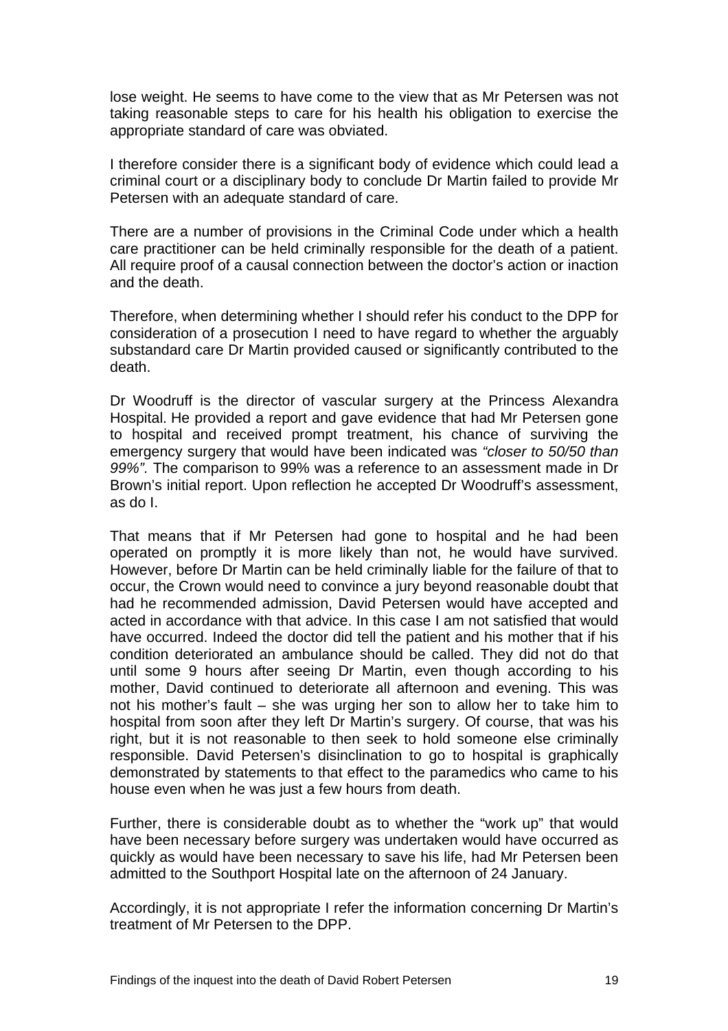lose weight. He seems to have come to the view that as Mr Petersen was not taking reasonable steps to care for his health his obligation to exercise the appropriate standard of care was obviated.

I therefore consider there is a significant body of evidence which could lead a criminal court or a disciplinary body to conclude Dr Martin failed to provide Mr Petersen with an adequate standard of care.

There are a number of provisions in the Criminal Code under which a health care practitioner can be held criminally responsible for the death of a patient. All require proof of a causal connection between the doctor's action or inaction and the death.

Therefore, when determining whether I should refer his conduct to the DPP for consideration of a prosecution I need to have regard to whether the arguably substandard care Dr Martin provided caused or significantly contributed to the death.

Dr Woodruff is the director of vascular surgery at the Princess Alexandra Hospital. He provided a report and gave evidence that had Mr Petersen gone to hospital and received prompt treatment, his chance of surviving the emergency surgery that would have been indicated was *"closer to 50/50 than 99%".* The comparison to 99% was a reference to an assessment made in Dr Brown's initial report. Upon reflection he accepted Dr Woodruff's assessment, as do I.

That means that if Mr Petersen had gone to hospital and he had been operated on promptly it is more likely than not, he would have survived. However, before Dr Martin can be held criminally liable for the failure of that to occur, the Crown would need to convince a jury beyond reasonable doubt that had he recommended admission, David Petersen would have accepted and acted in accordance with that advice. In this case I am not satisfied that would have occurred. Indeed the doctor did tell the patient and his mother that if his condition deteriorated an ambulance should be called. They did not do that until some 9 hours after seeing Dr Martin, even though according to his mother, David continued to deteriorate all afternoon and evening. This was not his mother's fault – she was urging her son to allow her to take him to hospital from soon after they left Dr Martin's surgery. Of course, that was his right, but it is not reasonable to then seek to hold someone else criminally responsible. David Petersen's disinclination to go to hospital is graphically demonstrated by statements to that effect to the paramedics who came to his house even when he was just a few hours from death.

Further, there is considerable doubt as to whether the "work up" that would have been necessary before surgery was undertaken would have occurred as quickly as would have been necessary to save his life, had Mr Petersen been admitted to the Southport Hospital late on the afternoon of 24 January.

Accordingly, it is not appropriate I refer the information concerning Dr Martin's treatment of Mr Petersen to the DPP.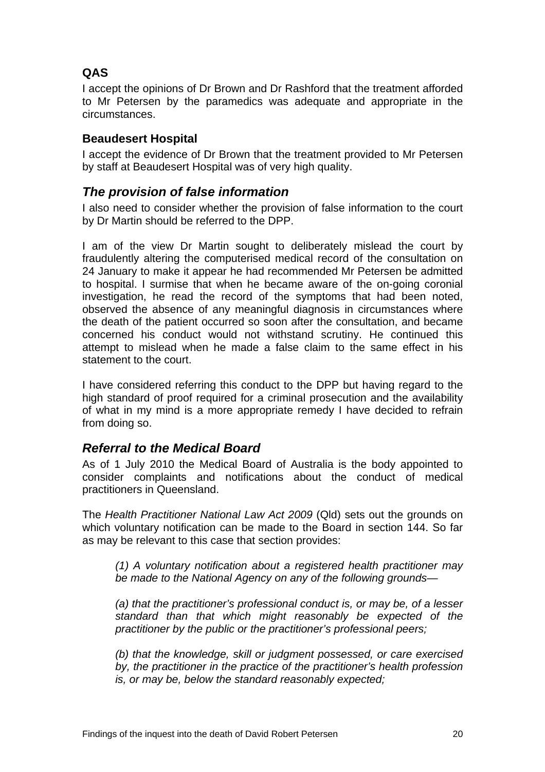### QAS

I accept the opinions of Dr Brown and Dr Rashford that the treatment afforded to Mr Petersen by the paramedics was adequate and appropriate in the circumstances.

### Beaudesert Hospital

I accept the evidence of Dr Brown that the treatment provided to Mr Petersen by staff at Beaudesert Hospital was of very high quality.

## *The provision of false information*

I also need to consider whether the provision of false information to the court by Dr Martin should be referred to the DPP.

I am of the view Dr Martin sought to deliberately mislead the court by fraudulently altering the computerised medical record of the consultation on 24 January to make it appear he had recommended Mr Petersen be admitted to hospital. I surmise that when he became aware of the on-going coronial investigation, he read the record of the symptoms that had been noted, observed the absence of any meaningful diagnosis in circumstances where the death of the patient occurred so soon after the consultation, and became concerned his conduct would not withstand scrutiny. He continued this attempt to mislead when he made a false claim to the same effect in his statement to the court.

I have considered referring this conduct to the DPP but having regard to the high standard of proof required for a criminal prosecution and the availability of what in my mind is a more appropriate remedy I have decided to refrain from doing so.

## *Referral to the Medical Board*

As of 1 July 2010 the Medical Board of Australia is the body appointed to consider complaints and notifications about the conduct of medical practitioners in Queensland.

The *Health Practitioner National Law Act 2009* (Qld) sets out the grounds on which voluntary notification can be made to the Board in section 144. So far as may be relevant to this case that section provides:

> *(1) A voluntary notification about a registered health practitioner may be made to the National Agency on any of the following grounds—*
>
> *(a) that the practitioner's professional conduct is, or may be, of a lesser standard than that which might reasonably be expected of the practitioner by the public or the practitioner's professional peers;*
>
> *(b) that the knowledge, skill or judgment possessed, or care exercised by, the practitioner in the practice of the practitioner's health profession is, or may be, below the standard reasonably expected;*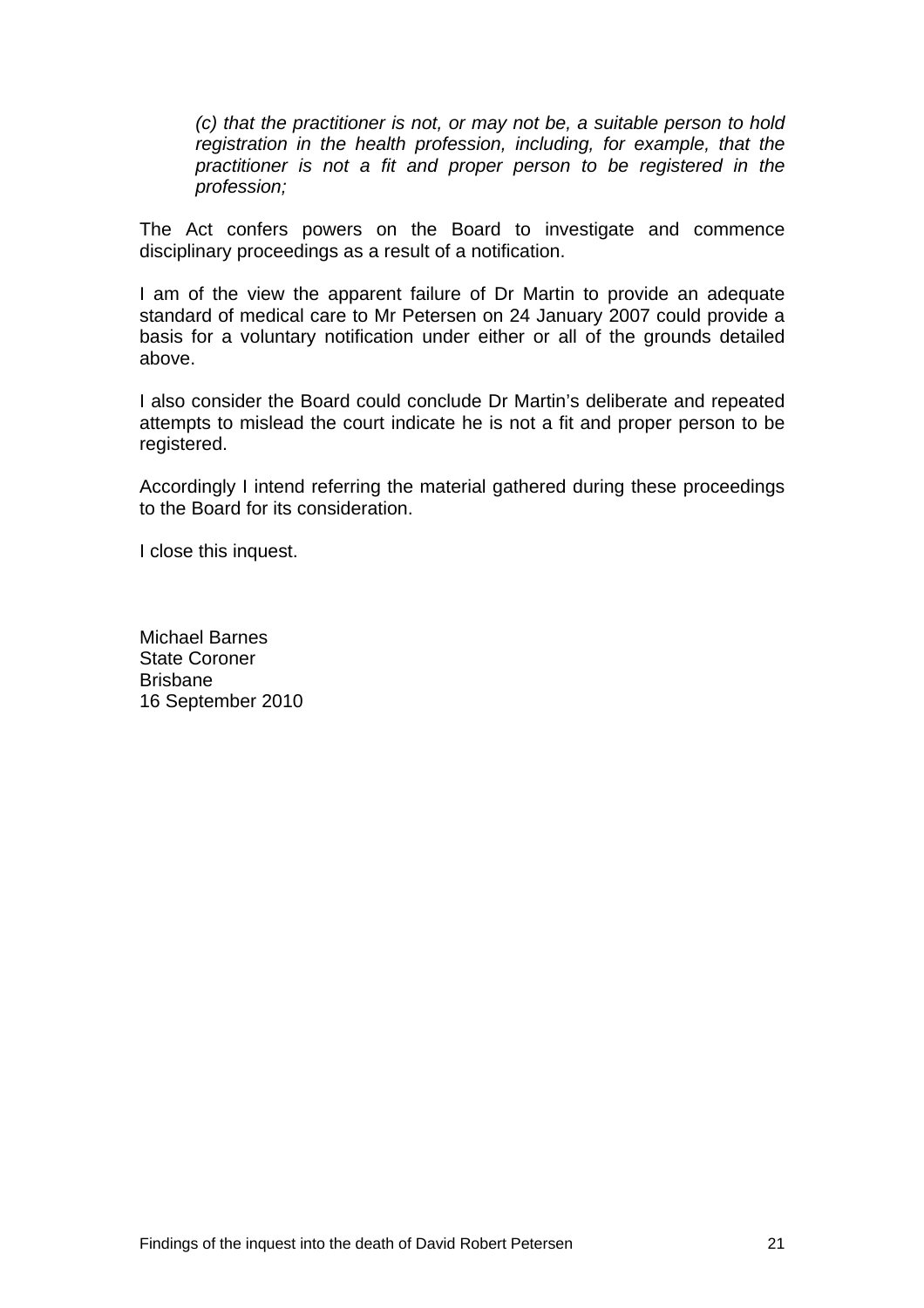*(c) that the practitioner is not, or may not be, a suitable person to hold registration in the health profession, including, for example, that the practitioner is not a fit and proper person to be registered in the profession;*

The Act confers powers on the Board to investigate and commence disciplinary proceedings as a result of a notification.

I am of the view the apparent failure of Dr Martin to provide an adequate standard of medical care to Mr Petersen on 24 January 2007 could provide a basis for a voluntary notification under either or all of the grounds detailed above.

I also consider the Board could conclude Dr Martin's deliberate and repeated attempts to mislead the court indicate he is not a fit and proper person to be registered.

Accordingly I intend referring the material gathered during these proceedings to the Board for its consideration.

I close this inquest.

Michael Barnes
State Coroner
Brisbane
16 September 2010